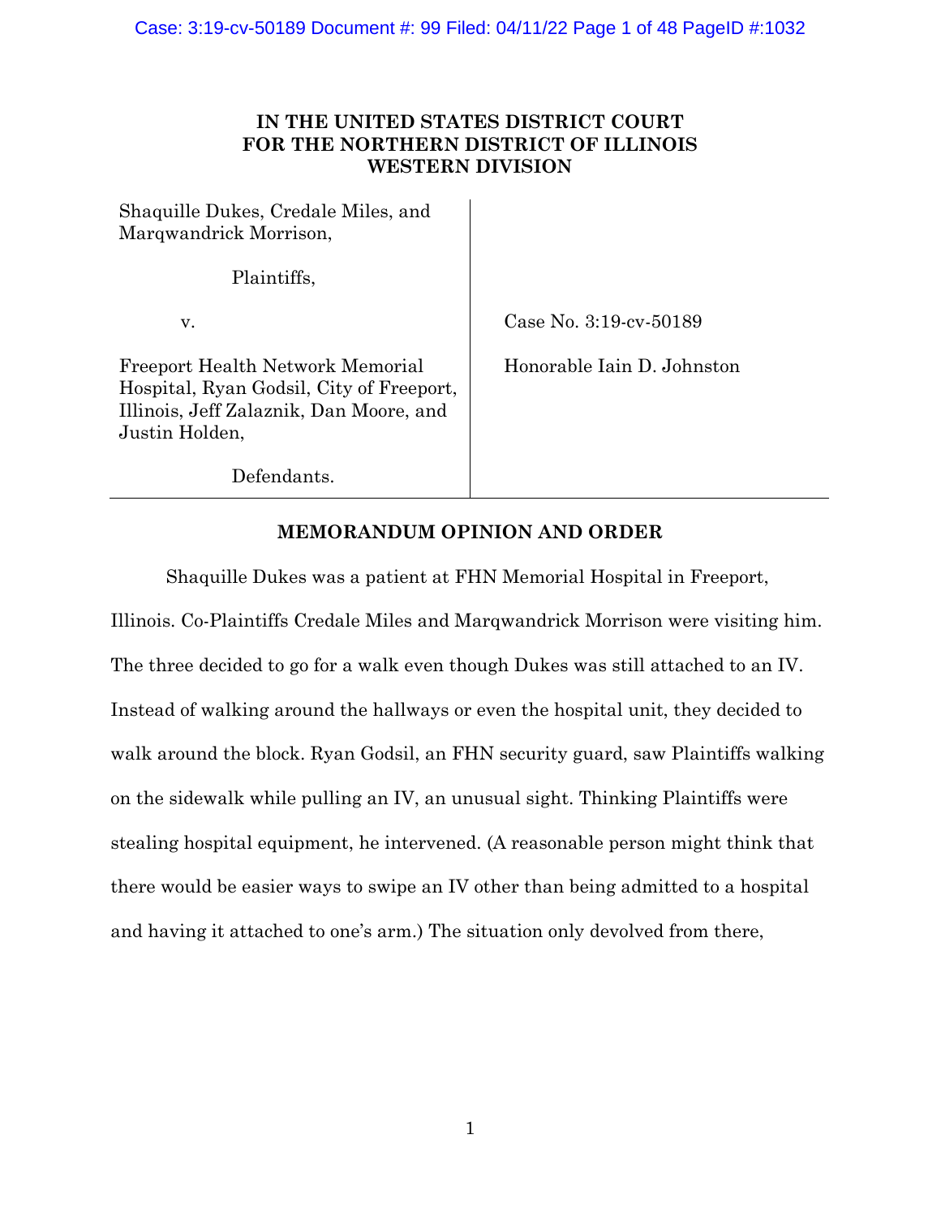**IN THE UNITED STATES DISTRICT COURT FOR THE NORTHERN DISTRICT OF ILLINOIS WESTERN DIVISION**

| | |
|---|---|
| Shaquille Dukes, Credale Miles, and Marqwandrick Morrison,<br><br>Plaintiffs,<br><br>v.<br><br>Freeport Health Network Memorial Hospital, Ryan Godsil, City of Freeport, Illinois, Jeff Zalaznik, Dan Moore, and Justin Holden,<br><br>Defendants. | Case No. 3:19-cv-50189<br><br>Honorable Iain D. Johnston |

**MEMORANDUM OPINION AND ORDER**

Shaquille Dukes was a patient at FHN Memorial Hospital in Freeport, Illinois. Co-Plaintiffs Credale Miles and Marqwandrick Morrison were visiting him. The three decided to go for a walk even though Dukes was still attached to an IV. Instead of walking around the hallways or even the hospital unit, they decided to walk around the block. Ryan Godsil, an FHN security guard, saw Plaintiffs walking on the sidewalk while pulling an IV, an unusual sight. Thinking Plaintiffs were stealing hospital equipment, he intervened. (A reasonable person might think that there would be easier ways to swipe an IV other than being admitted to a hospital and having it attached to one's arm.) The situation only devolved from there,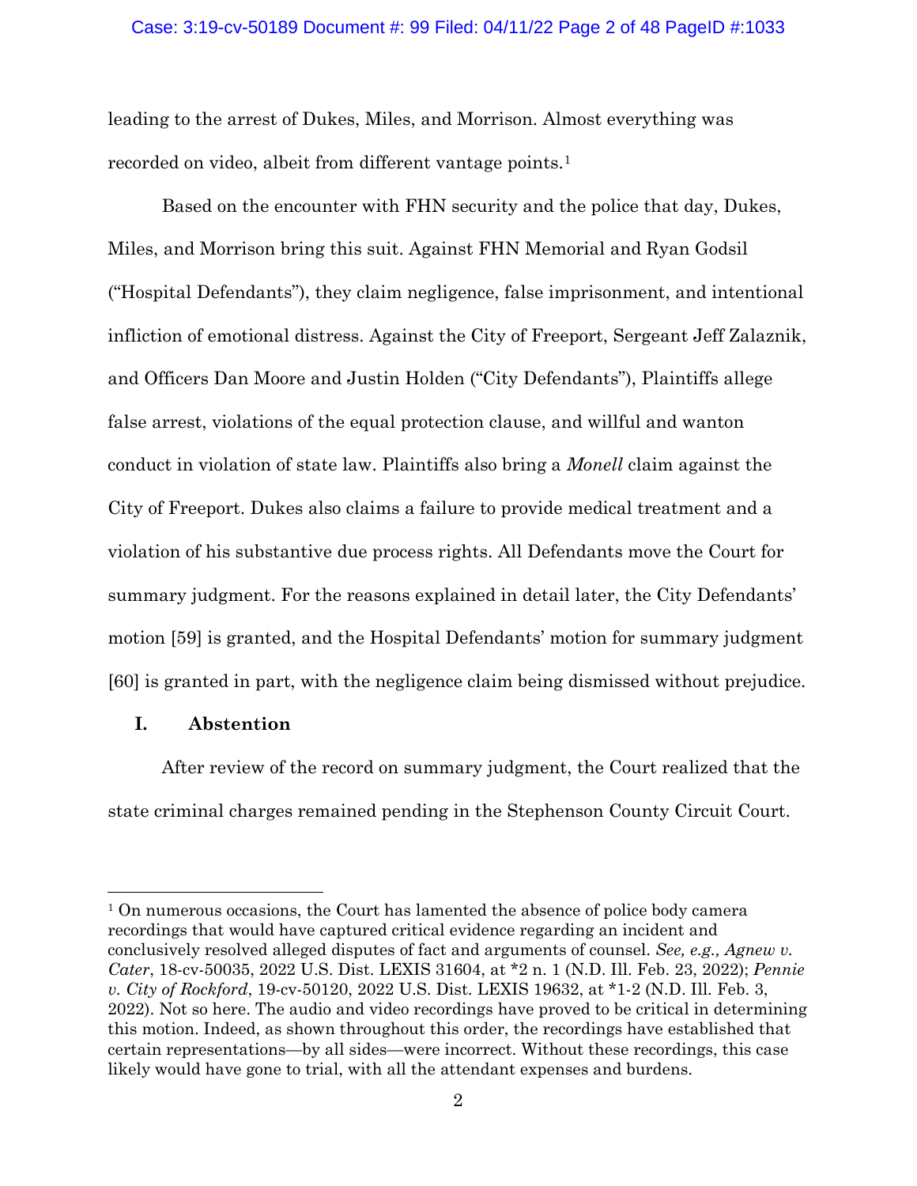leading to the arrest of Dukes, Miles, and Morrison. Almost everything was recorded on video, albeit from different vantage points.[1]

Based on the encounter with FHN security and the police that day, Dukes, Miles, and Morrison bring this suit. Against FHN Memorial and Ryan Godsil ("Hospital Defendants"), they claim negligence, false imprisonment, and intentional infliction of emotional distress. Against the City of Freeport, Sergeant Jeff Zalaznik, and Officers Dan Moore and Justin Holden ("City Defendants"), Plaintiffs allege false arrest, violations of the equal protection clause, and willful and wanton conduct in violation of state law. Plaintiffs also bring a *Monell* claim against the City of Freeport. Dukes also claims a failure to provide medical treatment and a violation of his substantive due process rights. All Defendants move the Court for summary judgment. For the reasons explained in detail later, the City Defendants' motion [59] is granted, and the Hospital Defendants' motion for summary judgment [60] is granted in part, with the negligence claim being dismissed without prejudice.

## I. Abstention

After review of the record on summary judgment, the Court realized that the state criminal charges remained pending in the Stephenson County Circuit Court.

---

[1] On numerous occasions, the Court has lamented the absence of police body camera recordings that would have captured critical evidence regarding an incident and conclusively resolved alleged disputes of fact and arguments of counsel. *See, e.g., Agnew v. Cater*, 18-cv-50035, 2022 U.S. Dist. LEXIS 31604, at *2 n. 1 (N.D. Ill. Feb. 23, 2022); *Pennie v. City of Rockford*, 19-cv-50120, 2022 U.S. Dist. LEXIS 19632, at *1-2 (N.D. Ill. Feb. 3, 2022). Not so here. The audio and video recordings have proved to be critical in determining this motion. Indeed, as shown throughout this order, the recordings have established that certain representations—by all sides—were incorrect. Without these recordings, this case likely would have gone to trial, with all the attendant expenses and burdens.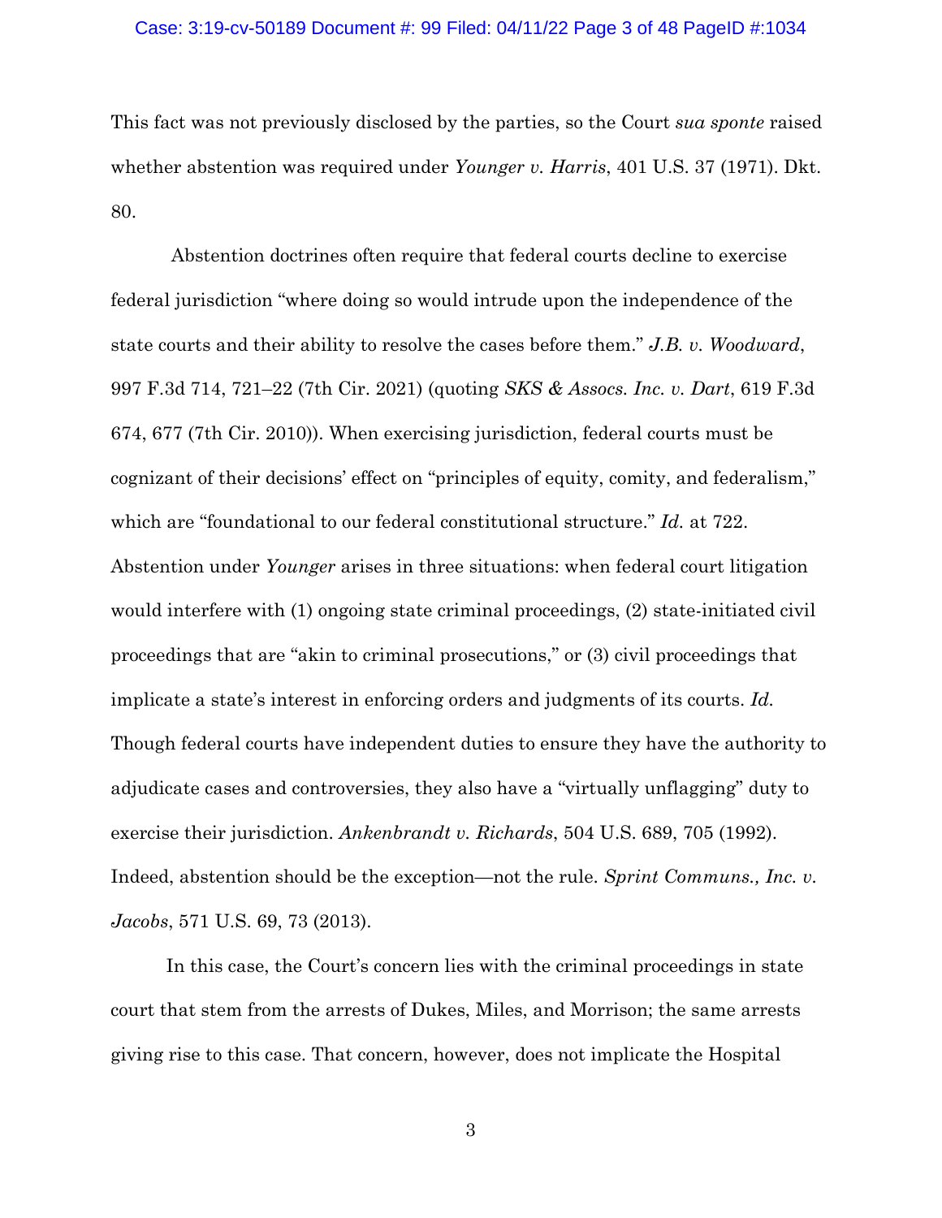This fact was not previously disclosed by the parties, so the Court *sua sponte* raised whether abstention was required under *Younger v. Harris*, 401 U.S. 37 (1971). Dkt. 80.

Abstention doctrines often require that federal courts decline to exercise federal jurisdiction "where doing so would intrude upon the independence of the state courts and their ability to resolve the cases before them." *J.B. v. Woodward*, 997 F.3d 714, 721–22 (7th Cir. 2021) (quoting *SKS & Assocs. Inc. v. Dart*, 619 F.3d 674, 677 (7th Cir. 2010)). When exercising jurisdiction, federal courts must be cognizant of their decisions' effect on "principles of equity, comity, and federalism," which are "foundational to our federal constitutional structure." *Id.* at 722. Abstention under *Younger* arises in three situations: when federal court litigation would interfere with (1) ongoing state criminal proceedings, (2) state-initiated civil proceedings that are "akin to criminal prosecutions," or (3) civil proceedings that implicate a state's interest in enforcing orders and judgments of its courts. *Id.* Though federal courts have independent duties to ensure they have the authority to adjudicate cases and controversies, they also have a "virtually unflagging" duty to exercise their jurisdiction. *Ankenbrandt v. Richards*, 504 U.S. 689, 705 (1992). Indeed, abstention should be the exception—not the rule. *Sprint Communs., Inc. v. Jacobs*, 571 U.S. 69, 73 (2013).

In this case, the Court's concern lies with the criminal proceedings in state court that stem from the arrests of Dukes, Miles, and Morrison; the same arrests giving rise to this case. That concern, however, does not implicate the Hospital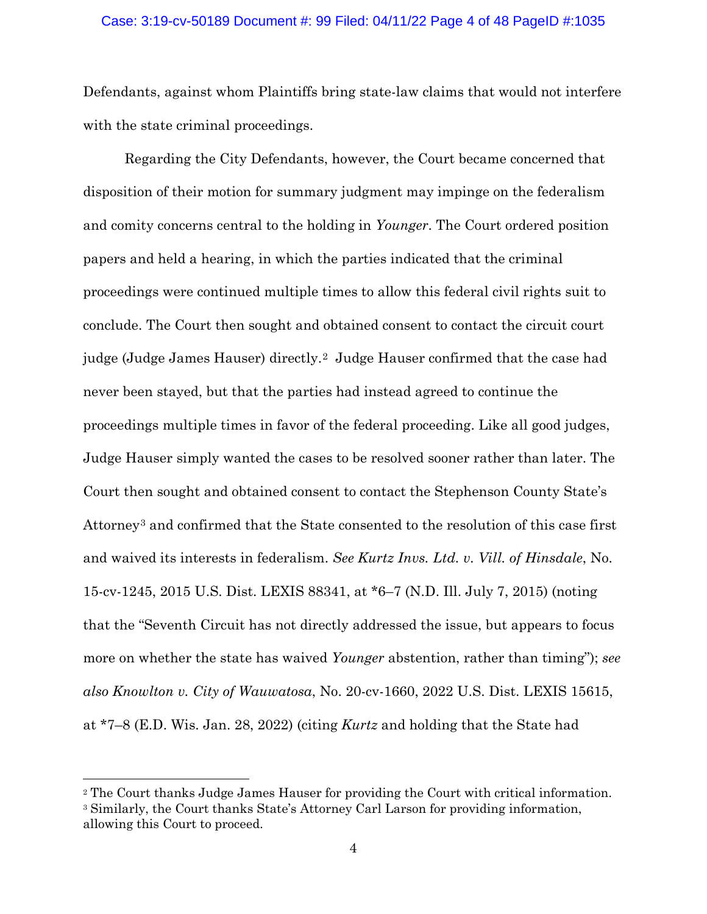Defendants, against whom Plaintiffs bring state-law claims that would not interfere with the state criminal proceedings.

Regarding the City Defendants, however, the Court became concerned that disposition of their motion for summary judgment may impinge on the federalism and comity concerns central to the holding in *Younger*. The Court ordered position papers and held a hearing, in which the parties indicated that the criminal proceedings were continued multiple times to allow this federal civil rights suit to conclude. The Court then sought and obtained consent to contact the circuit court judge (Judge James Hauser) directly.[2] Judge Hauser confirmed that the case had never been stayed, but that the parties had instead agreed to continue the proceedings multiple times in favor of the federal proceeding. Like all good judges, Judge Hauser simply wanted the cases to be resolved sooner rather than later. The Court then sought and obtained consent to contact the Stephenson County State's Attorney[3] and confirmed that the State consented to the resolution of this case first and waived its interests in federalism. *See Kurtz Invs. Ltd. v. Vill. of Hinsdale*, No. 15-cv-1245, 2015 U.S. Dist. LEXIS 88341, at *6–7 (N.D. Ill. July 7, 2015) (noting that the "Seventh Circuit has not directly addressed the issue, but appears to focus more on whether the state has waived *Younger* abstention, rather than timing"); *see also Knowlton v. City of Wauwatosa*, No. 20-cv-1660, 2022 U.S. Dist. LEXIS 15615, at *7–8 (E.D. Wis. Jan. 28, 2022) (citing *Kurtz* and holding that the State had

[2] The Court thanks Judge James Hauser for providing the Court with critical information.

[3] Similarly, the Court thanks State's Attorney Carl Larson for providing information, allowing this Court to proceed.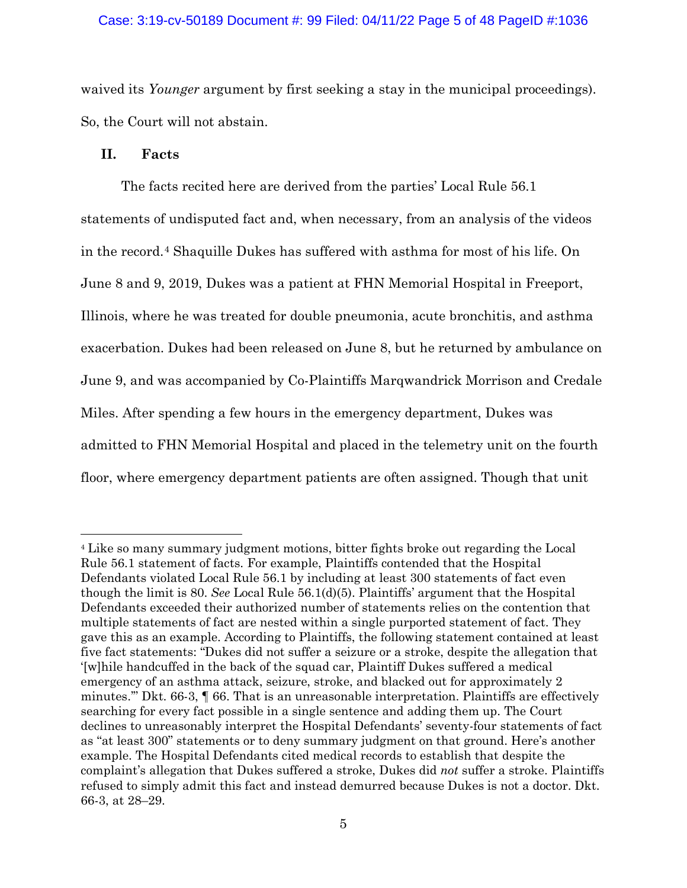waived its *Younger* argument by first seeking a stay in the municipal proceedings). So, the Court will not abstain.

## II. Facts

The facts recited here are derived from the parties' Local Rule 56.1 statements of undisputed fact and, when necessary, from an analysis of the videos in the record.[4] Shaquille Dukes has suffered with asthma for most of his life. On June 8 and 9, 2019, Dukes was a patient at FHN Memorial Hospital in Freeport, Illinois, where he was treated for double pneumonia, acute bronchitis, and asthma exacerbation. Dukes had been released on June 8, but he returned by ambulance on June 9, and was accompanied by Co-Plaintiffs Marqwandrick Morrison and Credale Miles. After spending a few hours in the emergency department, Dukes was admitted to FHN Memorial Hospital and placed in the telemetry unit on the fourth floor, where emergency department patients are often assigned. Though that unit

---

[4] Like so many summary judgment motions, bitter fights broke out regarding the Local Rule 56.1 statement of facts. For example, Plaintiffs contended that the Hospital Defendants violated Local Rule 56.1 by including at least 300 statements of fact even though the limit is 80. *See* Local Rule 56.1(d)(5). Plaintiffs' argument that the Hospital Defendants exceeded their authorized number of statements relies on the contention that multiple statements of fact are nested within a single purported statement of fact. They gave this as an example. According to Plaintiffs, the following statement contained at least five fact statements: "Dukes did not suffer a seizure or a stroke, despite the allegation that '[w]hile handcuffed in the back of the squad car, Plaintiff Dukes suffered a medical emergency of an asthma attack, seizure, stroke, and blacked out for approximately 2 minutes.'" Dkt. 66-3, ¶ 66. That is an unreasonable interpretation. Plaintiffs are effectively searching for every fact possible in a single sentence and adding them up. The Court declines to unreasonably interpret the Hospital Defendants' seventy-four statements of fact as "at least 300" statements or to deny summary judgment on that ground. Here's another example. The Hospital Defendants cited medical records to establish that despite the complaint's allegation that Dukes suffered a stroke, Dukes did *not* suffer a stroke. Plaintiffs refused to simply admit this fact and instead demurred because Dukes is not a doctor. Dkt. 66-3, at 28–29.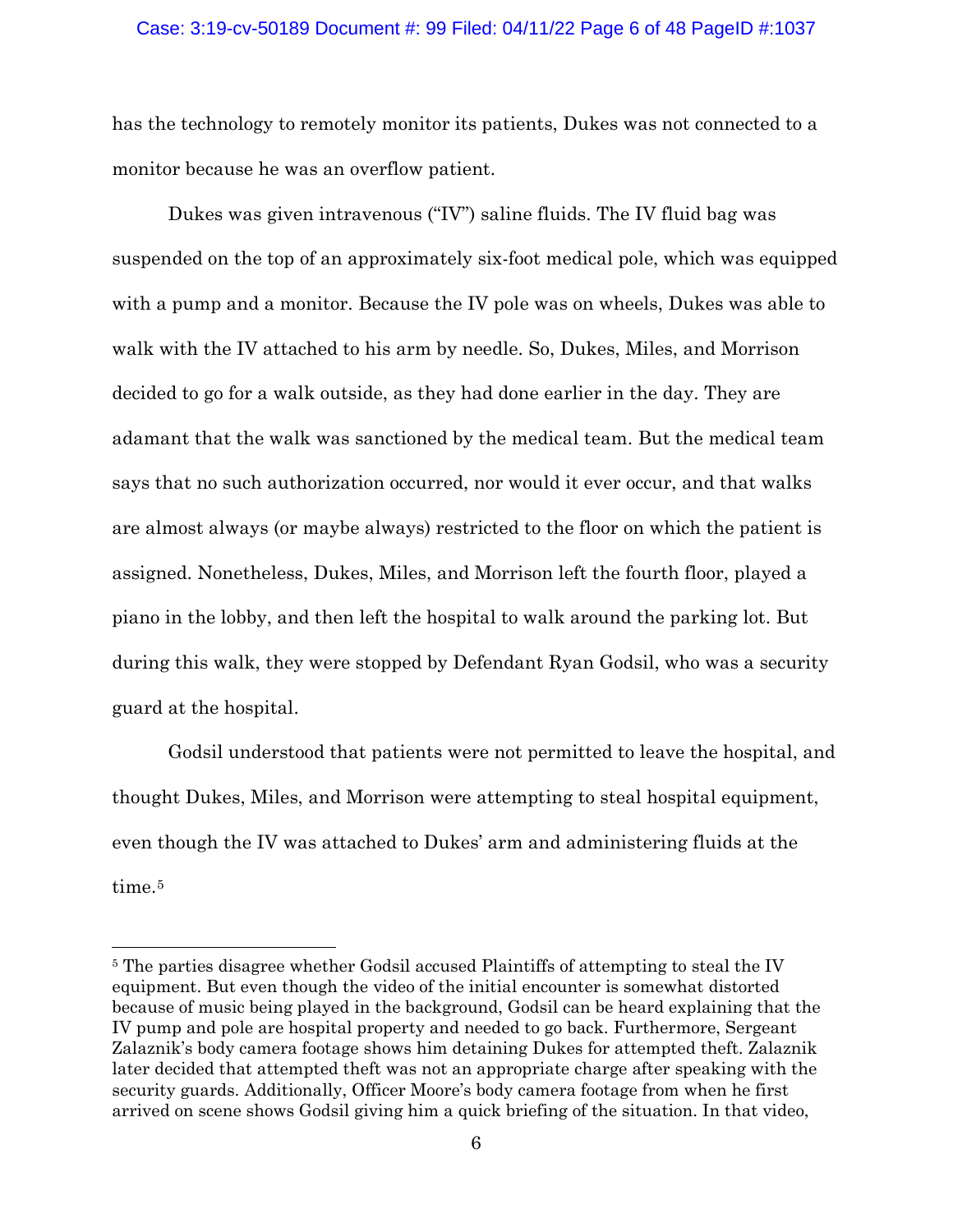has the technology to remotely monitor its patients, Dukes was not connected to a monitor because he was an overflow patient.

Dukes was given intravenous ("IV") saline fluids. The IV fluid bag was suspended on the top of an approximately six-foot medical pole, which was equipped with a pump and a monitor. Because the IV pole was on wheels, Dukes was able to walk with the IV attached to his arm by needle. So, Dukes, Miles, and Morrison decided to go for a walk outside, as they had done earlier in the day. They are adamant that the walk was sanctioned by the medical team. But the medical team says that no such authorization occurred, nor would it ever occur, and that walks are almost always (or maybe always) restricted to the floor on which the patient is assigned. Nonetheless, Dukes, Miles, and Morrison left the fourth floor, played a piano in the lobby, and then left the hospital to walk around the parking lot. But during this walk, they were stopped by Defendant Ryan Godsil, who was a security guard at the hospital.

Godsil understood that patients were not permitted to leave the hospital, and thought Dukes, Miles, and Morrison were attempting to steal hospital equipment, even though the IV was attached to Dukes' arm and administering fluids at the time.[5]

---

[5] The parties disagree whether Godsil accused Plaintiffs of attempting to steal the IV equipment. But even though the video of the initial encounter is somewhat distorted because of music being played in the background, Godsil can be heard explaining that the IV pump and pole are hospital property and needed to go back. Furthermore, Sergeant Zalaznik's body camera footage shows him detaining Dukes for attempted theft. Zalaznik later decided that attempted theft was not an appropriate charge after speaking with the security guards. Additionally, Officer Moore's body camera footage from when he first arrived on scene shows Godsil giving him a quick briefing of the situation. In that video,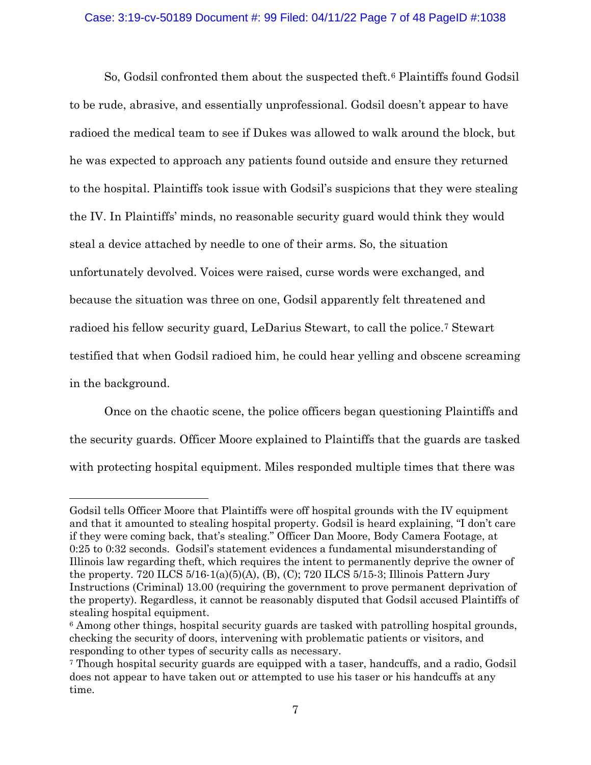So, Godsil confronted them about the suspected theft.[6] Plaintiffs found Godsil to be rude, abrasive, and essentially unprofessional. Godsil doesn't appear to have radioed the medical team to see if Dukes was allowed to walk around the block, but he was expected to approach any patients found outside and ensure they returned to the hospital. Plaintiffs took issue with Godsil's suspicions that they were stealing the IV. In Plaintiffs' minds, no reasonable security guard would think they would steal a device attached by needle to one of their arms. So, the situation unfortunately devolved. Voices were raised, curse words were exchanged, and because the situation was three on one, Godsil apparently felt threatened and radioed his fellow security guard, LeDarius Stewart, to call the police.[7] Stewart testified that when Godsil radioed him, he could hear yelling and obscene screaming in the background.

Once on the chaotic scene, the police officers began questioning Plaintiffs and the security guards. Officer Moore explained to Plaintiffs that the guards are tasked with protecting hospital equipment. Miles responded multiple times that there was

---

Godsil tells Officer Moore that Plaintiffs were off hospital grounds with the IV equipment and that it amounted to stealing hospital property. Godsil is heard explaining, "I don't care if they were coming back, that's stealing." Officer Dan Moore, Body Camera Footage, at 0:25 to 0:32 seconds. Godsil's statement evidences a fundamental misunderstanding of Illinois law regarding theft, which requires the intent to permanently deprive the owner of the property. 720 ILCS 5/16-1(a)(5)(A), (B), (C); 720 ILCS 5/15-3; Illinois Pattern Jury Instructions (Criminal) 13.00 (requiring the government to prove permanent deprivation of the property). Regardless, it cannot be reasonably disputed that Godsil accused Plaintiffs of stealing hospital equipment.

[6] Among other things, hospital security guards are tasked with patrolling hospital grounds, checking the security of doors, intervening with problematic patients or visitors, and responding to other types of security calls as necessary.

[7] Though hospital security guards are equipped with a taser, handcuffs, and a radio, Godsil does not appear to have taken out or attempted to use his taser or his handcuffs at any time.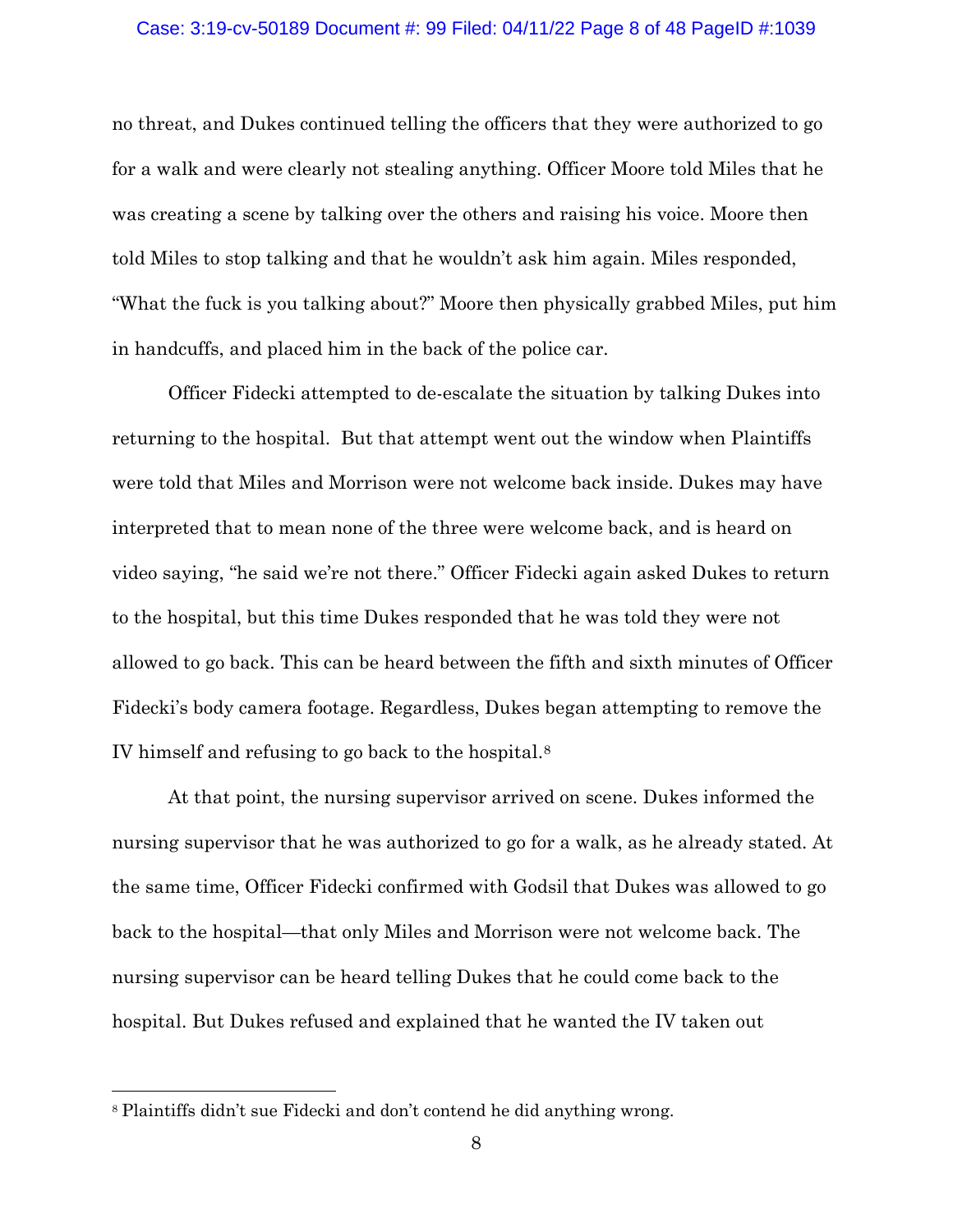no threat, and Dukes continued telling the officers that they were authorized to go for a walk and were clearly not stealing anything. Officer Moore told Miles that he was creating a scene by talking over the others and raising his voice. Moore then told Miles to stop talking and that he wouldn't ask him again. Miles responded, "What the fuck is you talking about?" Moore then physically grabbed Miles, put him in handcuffs, and placed him in the back of the police car.

Officer Fidecki attempted to de-escalate the situation by talking Dukes into returning to the hospital. But that attempt went out the window when Plaintiffs were told that Miles and Morrison were not welcome back inside. Dukes may have interpreted that to mean none of the three were welcome back, and is heard on video saying, "he said we're not there." Officer Fidecki again asked Dukes to return to the hospital, but this time Dukes responded that he was told they were not allowed to go back. This can be heard between the fifth and sixth minutes of Officer Fidecki's body camera footage. Regardless, Dukes began attempting to remove the IV himself and refusing to go back to the hospital.[8]

At that point, the nursing supervisor arrived on scene. Dukes informed the nursing supervisor that he was authorized to go for a walk, as he already stated. At the same time, Officer Fidecki confirmed with Godsil that Dukes was allowed to go back to the hospital—that only Miles and Morrison were not welcome back. The nursing supervisor can be heard telling Dukes that he could come back to the hospital. But Dukes refused and explained that he wanted the IV taken out

---

[8] Plaintiffs didn't sue Fidecki and don't contend he did anything wrong.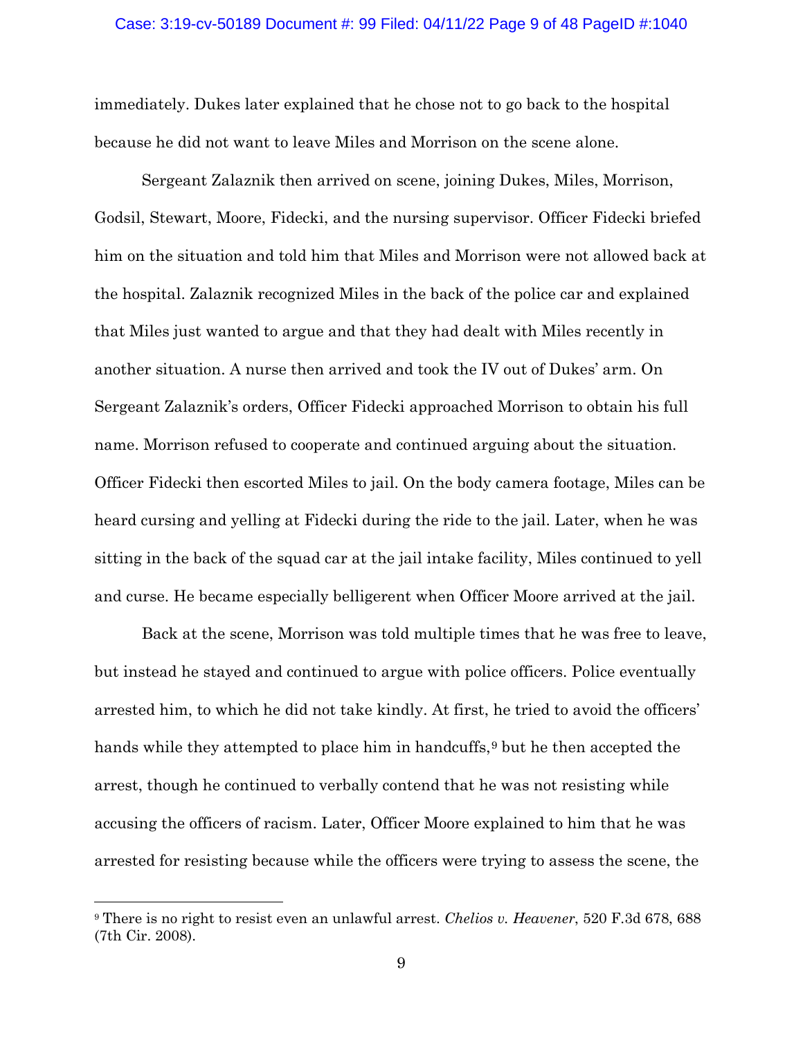immediately. Dukes later explained that he chose not to go back to the hospital because he did not want to leave Miles and Morrison on the scene alone.

Sergeant Zalaznik then arrived on scene, joining Dukes, Miles, Morrison, Godsil, Stewart, Moore, Fidecki, and the nursing supervisor. Officer Fidecki briefed him on the situation and told him that Miles and Morrison were not allowed back at the hospital. Zalaznik recognized Miles in the back of the police car and explained that Miles just wanted to argue and that they had dealt with Miles recently in another situation. A nurse then arrived and took the IV out of Dukes' arm. On Sergeant Zalaznik's orders, Officer Fidecki approached Morrison to obtain his full name. Morrison refused to cooperate and continued arguing about the situation. Officer Fidecki then escorted Miles to jail. On the body camera footage, Miles can be heard cursing and yelling at Fidecki during the ride to the jail. Later, when he was sitting in the back of the squad car at the jail intake facility, Miles continued to yell and curse. He became especially belligerent when Officer Moore arrived at the jail.

Back at the scene, Morrison was told multiple times that he was free to leave, but instead he stayed and continued to argue with police officers. Police eventually arrested him, to which he did not take kindly. At first, he tried to avoid the officers' hands while they attempted to place him in handcuffs,[9] but he then accepted the arrest, though he continued to verbally contend that he was not resisting while accusing the officers of racism. Later, Officer Moore explained to him that he was arrested for resisting because while the officers were trying to assess the scene, the

[9] There is no right to resist even an unlawful arrest. *Chelios v. Heavener*, 520 F.3d 678, 688 (7th Cir. 2008).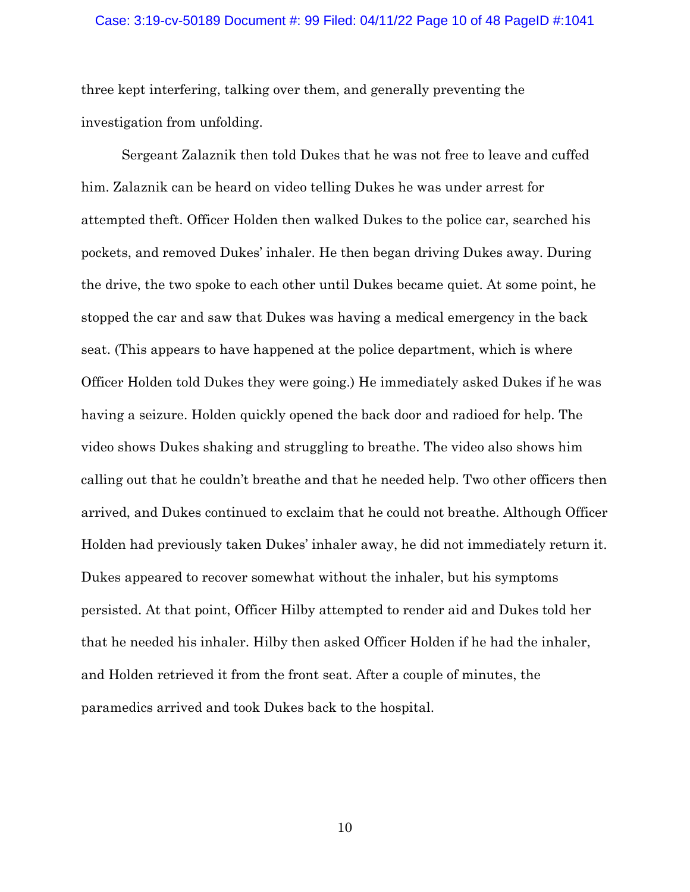three kept interfering, talking over them, and generally preventing the investigation from unfolding.

Sergeant Zalaznik then told Dukes that he was not free to leave and cuffed him. Zalaznik can be heard on video telling Dukes he was under arrest for attempted theft. Officer Holden then walked Dukes to the police car, searched his pockets, and removed Dukes' inhaler. He then began driving Dukes away. During the drive, the two spoke to each other until Dukes became quiet. At some point, he stopped the car and saw that Dukes was having a medical emergency in the back seat. (This appears to have happened at the police department, which is where Officer Holden told Dukes they were going.) He immediately asked Dukes if he was having a seizure. Holden quickly opened the back door and radioed for help. The video shows Dukes shaking and struggling to breathe. The video also shows him calling out that he couldn't breathe and that he needed help. Two other officers then arrived, and Dukes continued to exclaim that he could not breathe. Although Officer Holden had previously taken Dukes' inhaler away, he did not immediately return it. Dukes appeared to recover somewhat without the inhaler, but his symptoms persisted. At that point, Officer Hilby attempted to render aid and Dukes told her that he needed his inhaler. Hilby then asked Officer Holden if he had the inhaler, and Holden retrieved it from the front seat. After a couple of minutes, the paramedics arrived and took Dukes back to the hospital.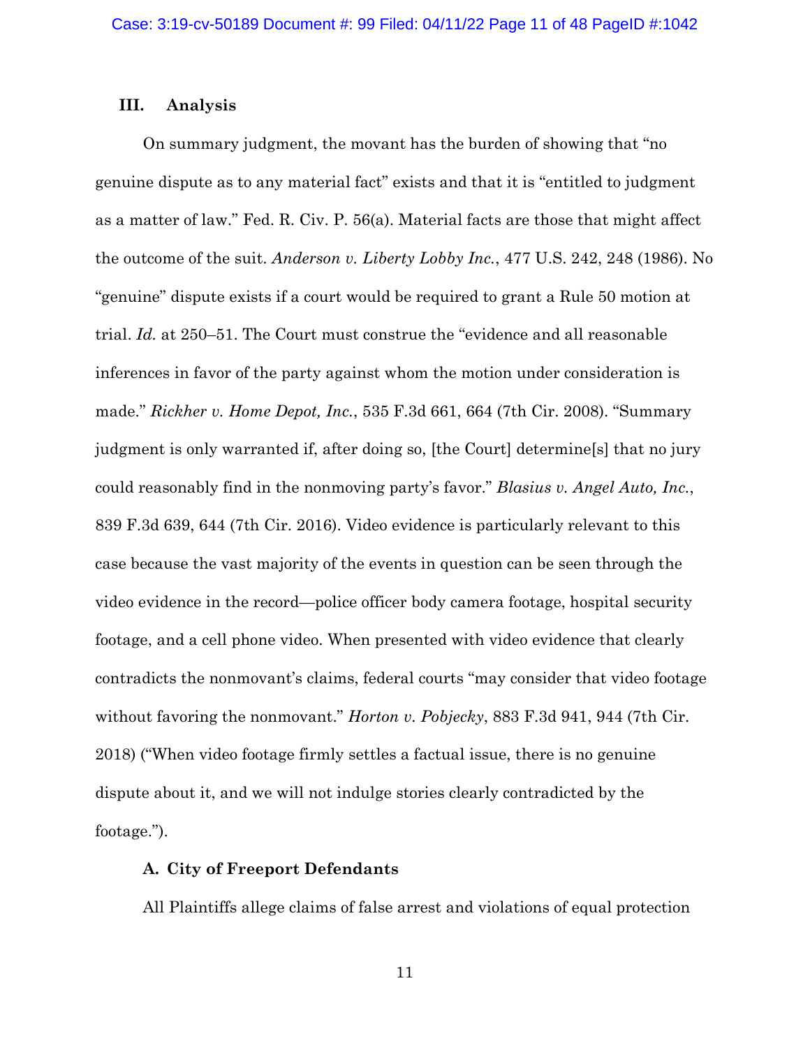## III. Analysis

On summary judgment, the movant has the burden of showing that "no genuine dispute as to any material fact" exists and that it is "entitled to judgment as a matter of law." Fed. R. Civ. P. 56(a). Material facts are those that might affect the outcome of the suit. *Anderson v. Liberty Lobby Inc.*, 477 U.S. 242, 248 (1986). No "genuine" dispute exists if a court would be required to grant a Rule 50 motion at trial. *Id.* at 250–51. The Court must construe the "evidence and all reasonable inferences in favor of the party against whom the motion under consideration is made." *Rickher v. Home Depot, Inc.*, 535 F.3d 661, 664 (7th Cir. 2008). "Summary judgment is only warranted if, after doing so, [the Court] determine[s] that no jury could reasonably find in the nonmoving party's favor." *Blasius v. Angel Auto, Inc.*, 839 F.3d 639, 644 (7th Cir. 2016). Video evidence is particularly relevant to this case because the vast majority of the events in question can be seen through the video evidence in the record—police officer body camera footage, hospital security footage, and a cell phone video. When presented with video evidence that clearly contradicts the nonmovant's claims, federal courts "may consider that video footage without favoring the nonmovant." *Horton v. Pobjecky*, 883 F.3d 941, 944 (7th Cir. 2018) ("When video footage firmly settles a factual issue, there is no genuine dispute about it, and we will not indulge stories clearly contradicted by the footage.").

### A. City of Freeport Defendants

All Plaintiffs allege claims of false arrest and violations of equal protection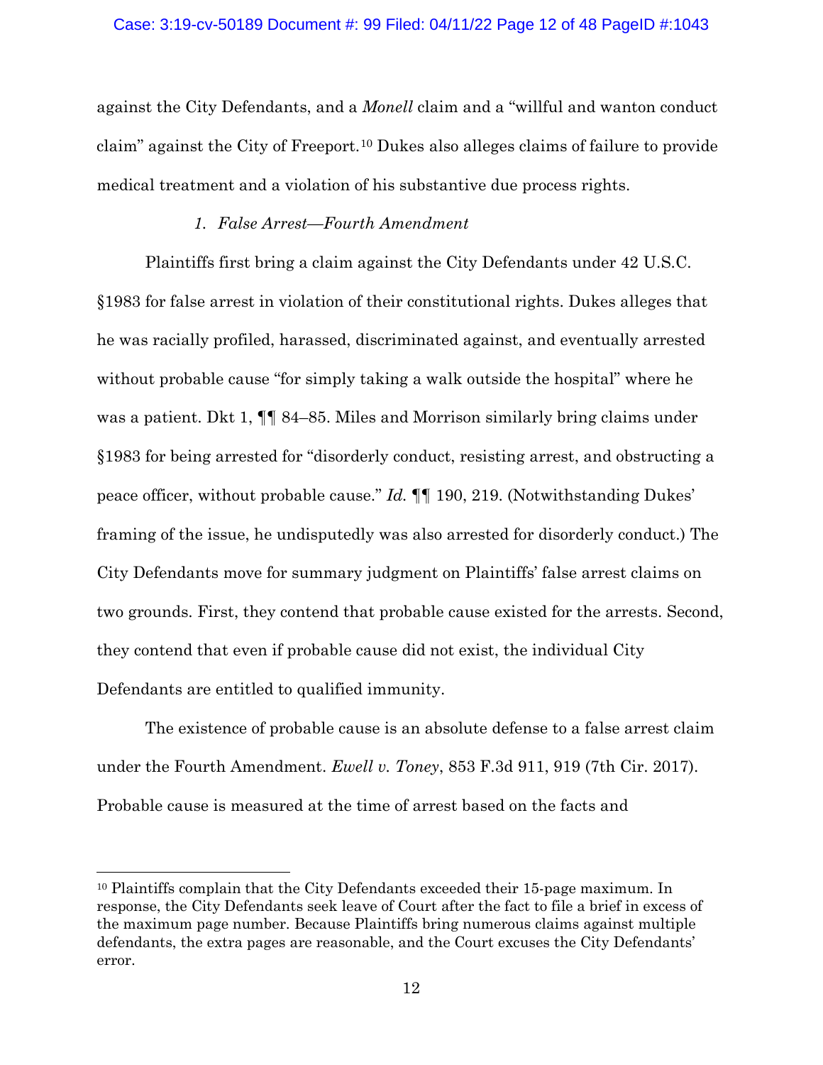against the City Defendants, and a *Monell* claim and a "willful and wanton conduct claim" against the City of Freeport.[10] Dukes also alleges claims of failure to provide medical treatment and a violation of his substantive due process rights.

### *1. False Arrest—Fourth Amendment*

Plaintiffs first bring a claim against the City Defendants under 42 U.S.C. §1983 for false arrest in violation of their constitutional rights. Dukes alleges that he was racially profiled, harassed, discriminated against, and eventually arrested without probable cause "for simply taking a walk outside the hospital" where he was a patient. Dkt 1, ¶¶ 84–85. Miles and Morrison similarly bring claims under §1983 for being arrested for "disorderly conduct, resisting arrest, and obstructing a peace officer, without probable cause." *Id.* ¶¶ 190, 219. (Notwithstanding Dukes' framing of the issue, he undisputedly was also arrested for disorderly conduct.) The City Defendants move for summary judgment on Plaintiffs' false arrest claims on two grounds. First, they contend that probable cause existed for the arrests. Second, they contend that even if probable cause did not exist, the individual City Defendants are entitled to qualified immunity.

The existence of probable cause is an absolute defense to a false arrest claim under the Fourth Amendment. *Ewell v. Toney*, 853 F.3d 911, 919 (7th Cir. 2017). Probable cause is measured at the time of arrest based on the facts and

---

[10] Plaintiffs complain that the City Defendants exceeded their 15-page maximum. In response, the City Defendants seek leave of Court after the fact to file a brief in excess of the maximum page number. Because Plaintiffs bring numerous claims against multiple defendants, the extra pages are reasonable, and the Court excuses the City Defendants' error.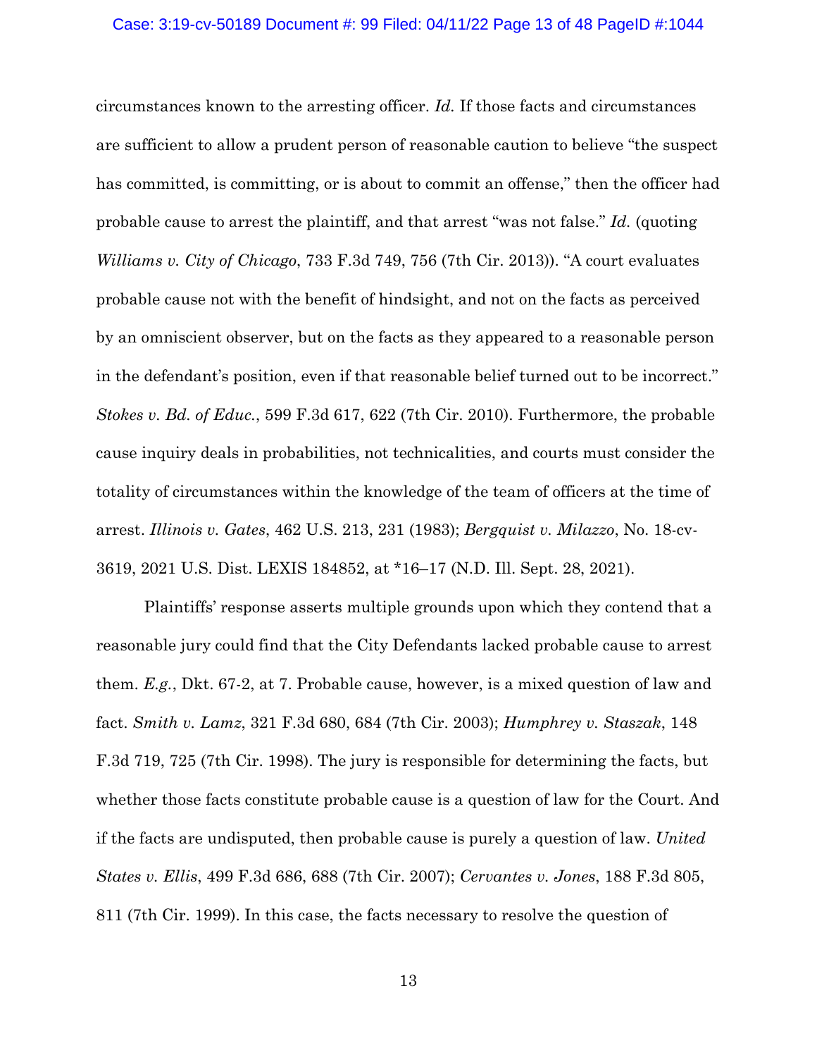circumstances known to the arresting officer. *Id.* If those facts and circumstances are sufficient to allow a prudent person of reasonable caution to believe "the suspect has committed, is committing, or is about to commit an offense," then the officer had probable cause to arrest the plaintiff, and that arrest "was not false." *Id.* (quoting *Williams v. City of Chicago*, 733 F.3d 749, 756 (7th Cir. 2013)). "A court evaluates probable cause not with the benefit of hindsight, and not on the facts as perceived by an omniscient observer, but on the facts as they appeared to a reasonable person in the defendant's position, even if that reasonable belief turned out to be incorrect." *Stokes v. Bd. of Educ.*, 599 F.3d 617, 622 (7th Cir. 2010). Furthermore, the probable cause inquiry deals in probabilities, not technicalities, and courts must consider the totality of circumstances within the knowledge of the team of officers at the time of arrest. *Illinois v. Gates*, 462 U.S. 213, 231 (1983); *Bergquist v. Milazzo*, No. 18-cv-3619, 2021 U.S. Dist. LEXIS 184852, at *16–17 (N.D. Ill. Sept. 28, 2021).

Plaintiffs' response asserts multiple grounds upon which they contend that a reasonable jury could find that the City Defendants lacked probable cause to arrest them. *E.g.*, Dkt. 67-2, at 7. Probable cause, however, is a mixed question of law and fact. *Smith v. Lamz*, 321 F.3d 680, 684 (7th Cir. 2003); *Humphrey v. Staszak*, 148 F.3d 719, 725 (7th Cir. 1998). The jury is responsible for determining the facts, but whether those facts constitute probable cause is a question of law for the Court. And if the facts are undisputed, then probable cause is purely a question of law. *United States v. Ellis*, 499 F.3d 686, 688 (7th Cir. 2007); *Cervantes v. Jones*, 188 F.3d 805, 811 (7th Cir. 1999). In this case, the facts necessary to resolve the question of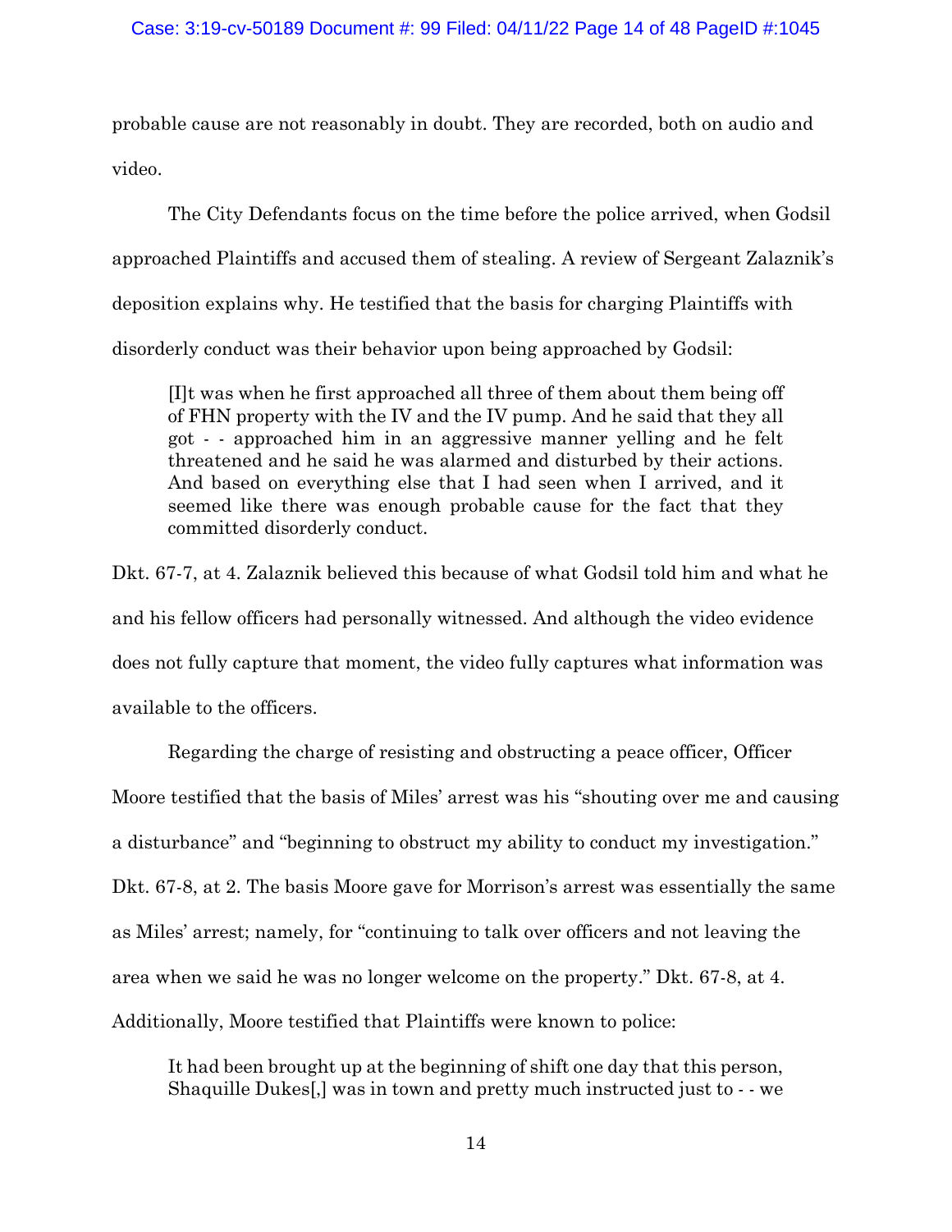probable cause are not reasonably in doubt. They are recorded, both on audio and video.

The City Defendants focus on the time before the police arrived, when Godsil approached Plaintiffs and accused them of stealing. A review of Sergeant Zalaznik's deposition explains why. He testified that the basis for charging Plaintiffs with disorderly conduct was their behavior upon being approached by Godsil:

> [I]t was when he first approached all three of them about them being off of FHN property with the IV and the IV pump. And he said that they all got - - approached him in an aggressive manner yelling and he felt threatened and he said he was alarmed and disturbed by their actions. And based on everything else that I had seen when I arrived, and it seemed like there was enough probable cause for the fact that they committed disorderly conduct.

Dkt. 67-7, at 4. Zalaznik believed this because of what Godsil told him and what he and his fellow officers had personally witnessed. And although the video evidence does not fully capture that moment, the video fully captures what information was available to the officers.

Regarding the charge of resisting and obstructing a peace officer, Officer Moore testified that the basis of Miles' arrest was his "shouting over me and causing a disturbance" and "beginning to obstruct my ability to conduct my investigation." Dkt. 67-8, at 2. The basis Moore gave for Morrison's arrest was essentially the same as Miles' arrest; namely, for "continuing to talk over officers and not leaving the area when we said he was no longer welcome on the property." Dkt. 67-8, at 4. Additionally, Moore testified that Plaintiffs were known to police:

> It had been brought up at the beginning of shift one day that this person, Shaquille Dukes[,] was in town and pretty much instructed just to - - we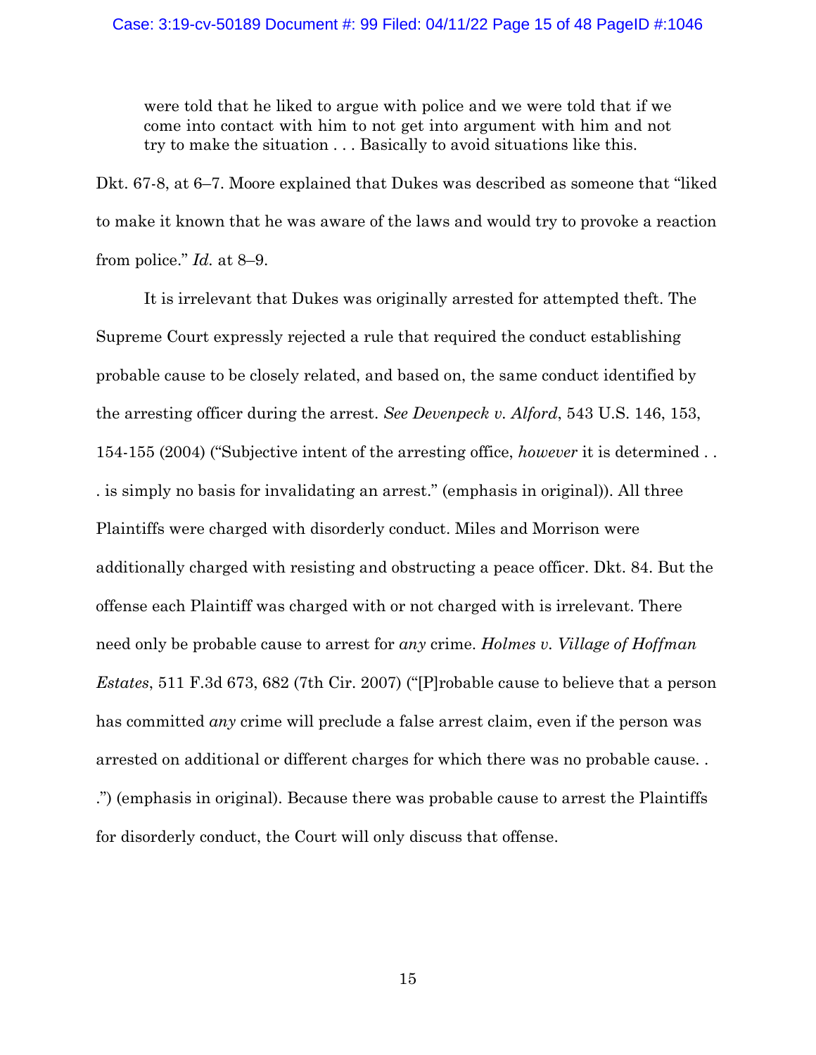> were told that he liked to argue with police and we were told that if we come into contact with him to not get into argument with him and not try to make the situation . . . Basically to avoid situations like this.

Dkt. 67-8, at 6–7. Moore explained that Dukes was described as someone that "liked to make it known that he was aware of the laws and would try to provoke a reaction from police." *Id.* at 8–9.

It is irrelevant that Dukes was originally arrested for attempted theft. The Supreme Court expressly rejected a rule that required the conduct establishing probable cause to be closely related, and based on, the same conduct identified by the arresting officer during the arrest. *See Devenpeck v. Alford*, 543 U.S. 146, 153, 154-155 (2004) ("Subjective intent of the arresting office, *however* it is determined . . . is simply no basis for invalidating an arrest." (emphasis in original)). All three Plaintiffs were charged with disorderly conduct. Miles and Morrison were additionally charged with resisting and obstructing a peace officer. Dkt. 84. But the offense each Plaintiff was charged with or not charged with is irrelevant. There need only be probable cause to arrest for *any* crime. *Holmes v. Village of Hoffman Estates*, 511 F.3d 673, 682 (7th Cir. 2007) ("[P]robable cause to believe that a person has committed *any* crime will preclude a false arrest claim, even if the person was arrested on additional or different charges for which there was no probable cause. . .") (emphasis in original). Because there was probable cause to arrest the Plaintiffs for disorderly conduct, the Court will only discuss that offense.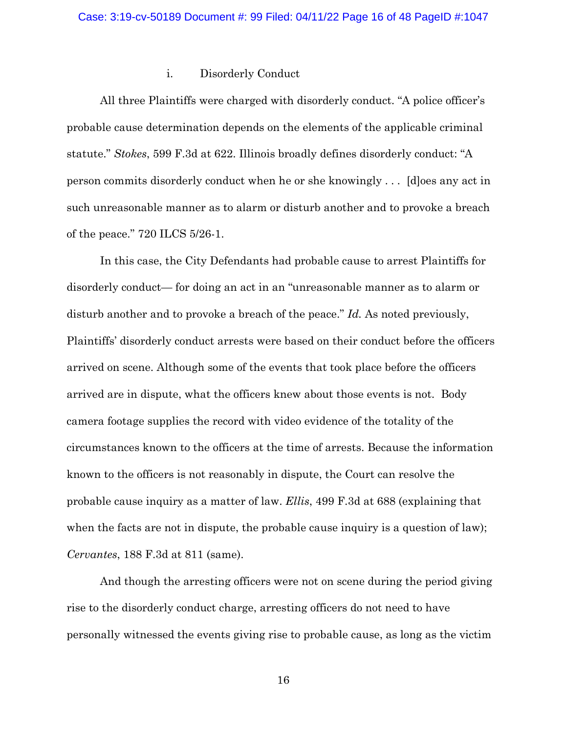i. Disorderly Conduct

All three Plaintiffs were charged with disorderly conduct. "A police officer's probable cause determination depends on the elements of the applicable criminal statute." *Stokes*, 599 F.3d at 622. Illinois broadly defines disorderly conduct: "A person commits disorderly conduct when he or she knowingly . . . [d]oes any act in such unreasonable manner as to alarm or disturb another and to provoke a breach of the peace." 720 ILCS 5/26-1.

In this case, the City Defendants had probable cause to arrest Plaintiffs for disorderly conduct— for doing an act in an "unreasonable manner as to alarm or disturb another and to provoke a breach of the peace." *Id.* As noted previously, Plaintiffs' disorderly conduct arrests were based on their conduct before the officers arrived on scene. Although some of the events that took place before the officers arrived are in dispute, what the officers knew about those events is not. Body camera footage supplies the record with video evidence of the totality of the circumstances known to the officers at the time of arrests. Because the information known to the officers is not reasonably in dispute, the Court can resolve the probable cause inquiry as a matter of law. *Ellis*, 499 F.3d at 688 (explaining that when the facts are not in dispute, the probable cause inquiry is a question of law); *Cervantes*, 188 F.3d at 811 (same).

And though the arresting officers were not on scene during the period giving rise to the disorderly conduct charge, arresting officers do not need to have personally witnessed the events giving rise to probable cause, as long as the victim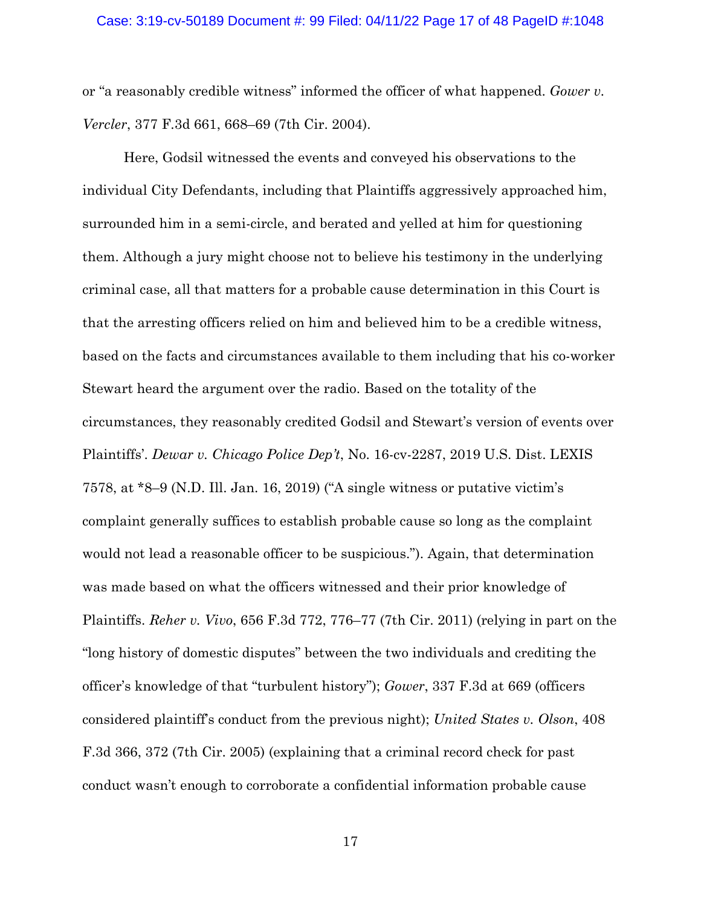or "a reasonably credible witness" informed the officer of what happened. *Gower v. Vercler*, 377 F.3d 661, 668–69 (7th Cir. 2004).

Here, Godsil witnessed the events and conveyed his observations to the individual City Defendants, including that Plaintiffs aggressively approached him, surrounded him in a semi-circle, and berated and yelled at him for questioning them. Although a jury might choose not to believe his testimony in the underlying criminal case, all that matters for a probable cause determination in this Court is that the arresting officers relied on him and believed him to be a credible witness, based on the facts and circumstances available to them including that his co-worker Stewart heard the argument over the radio. Based on the totality of the circumstances, they reasonably credited Godsil and Stewart's version of events over Plaintiffs'. *Dewar v. Chicago Police Dep't*, No. 16-cv-2287, 2019 U.S. Dist. LEXIS 7578, at *8–9 (N.D. Ill. Jan. 16, 2019) ("A single witness or putative victim's complaint generally suffices to establish probable cause so long as the complaint would not lead a reasonable officer to be suspicious."). Again, that determination was made based on what the officers witnessed and their prior knowledge of Plaintiffs. *Reher v. Vivo*, 656 F.3d 772, 776–77 (7th Cir. 2011) (relying in part on the "long history of domestic disputes" between the two individuals and crediting the officer's knowledge of that "turbulent history"); *Gower*, 337 F.3d at 669 (officers considered plaintiff's conduct from the previous night); *United States v. Olson*, 408 F.3d 366, 372 (7th Cir. 2005) (explaining that a criminal record check for past conduct wasn't enough to corroborate a confidential information probable cause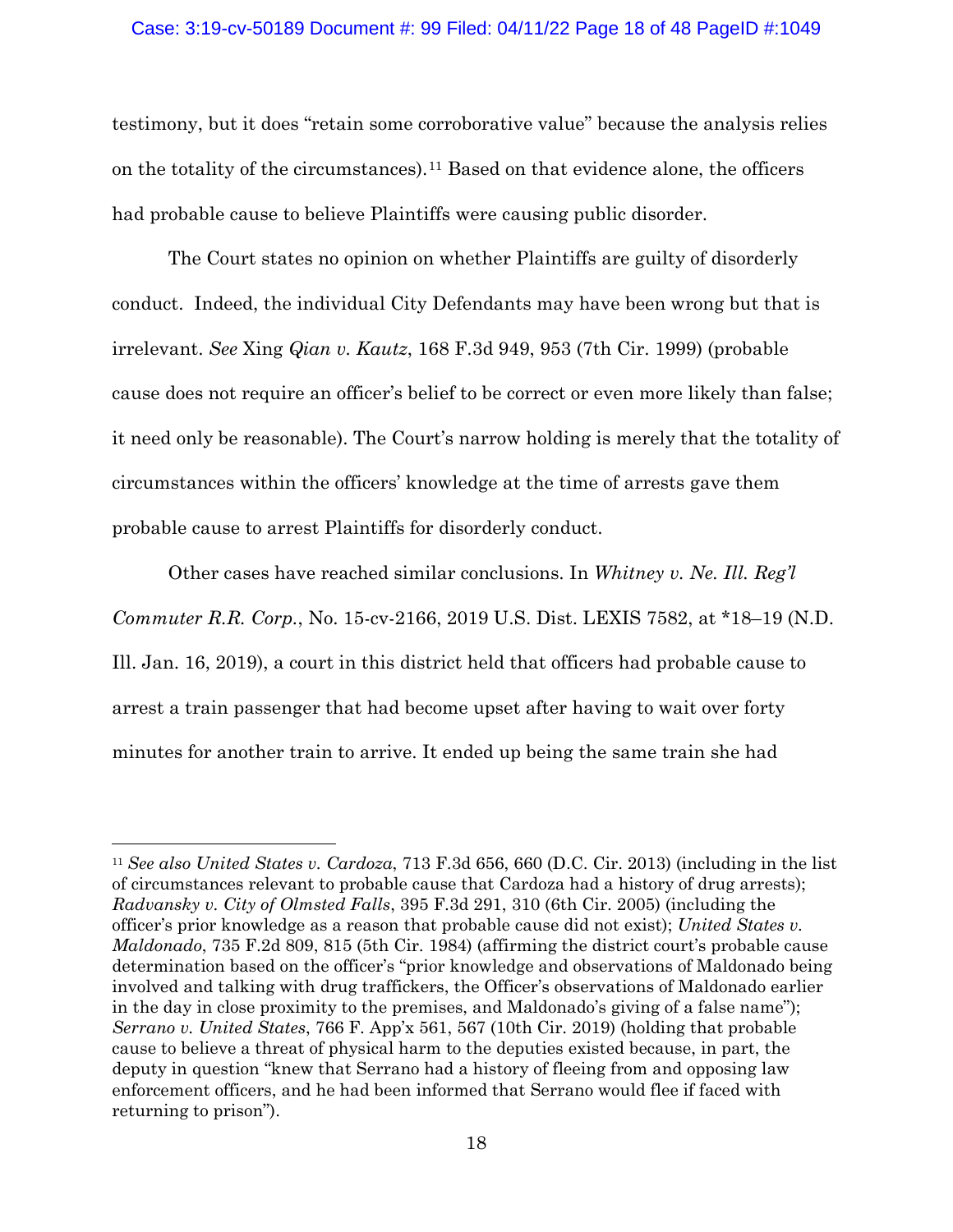testimony, but it does "retain some corroborative value" because the analysis relies on the totality of the circumstances).[11] Based on that evidence alone, the officers had probable cause to believe Plaintiffs were causing public disorder.

The Court states no opinion on whether Plaintiffs are guilty of disorderly conduct. Indeed, the individual City Defendants may have been wrong but that is irrelevant. *See* Xing *Qian v. Kautz*, 168 F.3d 949, 953 (7th Cir. 1999) (probable cause does not require an officer's belief to be correct or even more likely than false; it need only be reasonable). The Court's narrow holding is merely that the totality of circumstances within the officers' knowledge at the time of arrests gave them probable cause to arrest Plaintiffs for disorderly conduct.

Other cases have reached similar conclusions. In *Whitney v. Ne. Ill. Reg'l Commuter R.R. Corp.*, No. 15-cv-2166, 2019 U.S. Dist. LEXIS 7582, at *18–19 (N.D. Ill. Jan. 16, 2019), a court in this district held that officers had probable cause to arrest a train passenger that had become upset after having to wait over forty minutes for another train to arrive. It ended up being the same train she had

---

[11] *See also United States v. Cardoza*, 713 F.3d 656, 660 (D.C. Cir. 2013) (including in the list of circumstances relevant to probable cause that Cardoza had a history of drug arrests); *Radvansky v. City of Olmsted Falls*, 395 F.3d 291, 310 (6th Cir. 2005) (including the officer's prior knowledge as a reason that probable cause did not exist); *United States v. Maldonado*, 735 F.2d 809, 815 (5th Cir. 1984) (affirming the district court's probable cause determination based on the officer's "prior knowledge and observations of Maldonado being involved and talking with drug traffickers, the Officer's observations of Maldonado earlier in the day in close proximity to the premises, and Maldonado's giving of a false name"); *Serrano v. United States*, 766 F. App'x 561, 567 (10th Cir. 2019) (holding that probable cause to believe a threat of physical harm to the deputies existed because, in part, the deputy in question "knew that Serrano had a history of fleeing from and opposing law enforcement officers, and he had been informed that Serrano would flee if faced with returning to prison").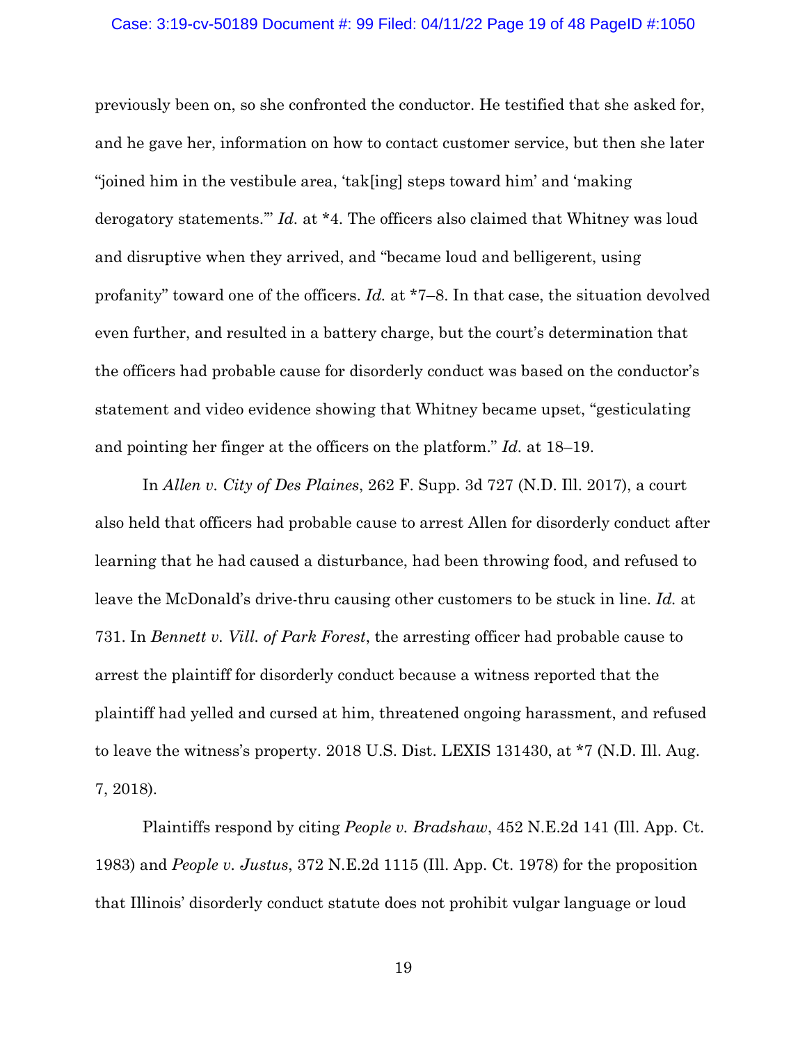previously been on, so she confronted the conductor. He testified that she asked for, and he gave her, information on how to contact customer service, but then she later "joined him in the vestibule area, 'tak[ing] steps toward him' and 'making derogatory statements.'" *Id.* at *4. The officers also claimed that Whitney was loud and disruptive when they arrived, and "became loud and belligerent, using profanity" toward one of the officers. *Id.* at *7–8. In that case, the situation devolved even further, and resulted in a battery charge, but the court's determination that the officers had probable cause for disorderly conduct was based on the conductor's statement and video evidence showing that Whitney became upset, "gesticulating and pointing her finger at the officers on the platform." *Id.* at 18–19.

In *Allen v. City of Des Plaines*, 262 F. Supp. 3d 727 (N.D. Ill. 2017), a court also held that officers had probable cause to arrest Allen for disorderly conduct after learning that he had caused a disturbance, had been throwing food, and refused to leave the McDonald's drive-thru causing other customers to be stuck in line. *Id.* at 731. In *Bennett v. Vill. of Park Forest*, the arresting officer had probable cause to arrest the plaintiff for disorderly conduct because a witness reported that the plaintiff had yelled and cursed at him, threatened ongoing harassment, and refused to leave the witness's property. 2018 U.S. Dist. LEXIS 131430, at *7 (N.D. Ill. Aug. 7, 2018).

Plaintiffs respond by citing *People v. Bradshaw*, 452 N.E.2d 141 (Ill. App. Ct. 1983) and *People v. Justus*, 372 N.E.2d 1115 (Ill. App. Ct. 1978) for the proposition that Illinois' disorderly conduct statute does not prohibit vulgar language or loud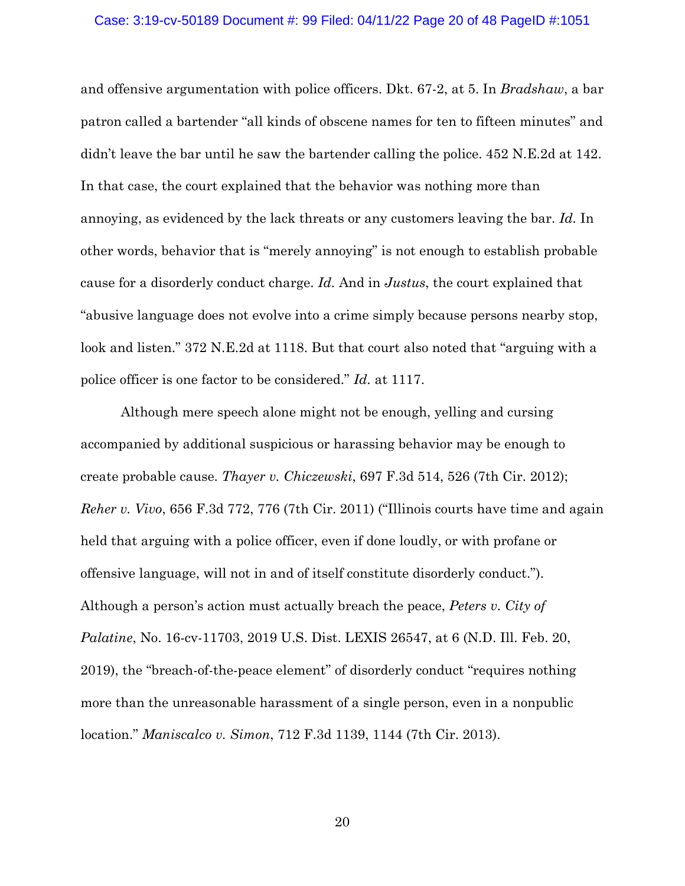and offensive argumentation with police officers. Dkt. 67-2, at 5. In *Bradshaw*, a bar patron called a bartender "all kinds of obscene names for ten to fifteen minutes" and didn't leave the bar until he saw the bartender calling the police. 452 N.E.2d at 142. In that case, the court explained that the behavior was nothing more than annoying, as evidenced by the lack threats or any customers leaving the bar. *Id.* In other words, behavior that is "merely annoying" is not enough to establish probable cause for a disorderly conduct charge. *Id.* And in *Justus*, the court explained that "abusive language does not evolve into a crime simply because persons nearby stop, look and listen." 372 N.E.2d at 1118. But that court also noted that "arguing with a police officer is one factor to be considered." *Id.* at 1117.

Although mere speech alone might not be enough, yelling and cursing accompanied by additional suspicious or harassing behavior may be enough to create probable cause. *Thayer v. Chiczewski*, 697 F.3d 514, 526 (7th Cir. 2012); *Reher v. Vivo*, 656 F.3d 772, 776 (7th Cir. 2011) ("Illinois courts have time and again held that arguing with a police officer, even if done loudly, or with profane or offensive language, will not in and of itself constitute disorderly conduct."). Although a person's action must actually breach the peace, *Peters v. City of Palatine*, No. 16-cv-11703, 2019 U.S. Dist. LEXIS 26547, at 6 (N.D. Ill. Feb. 20, 2019), the "breach-of-the-peace element" of disorderly conduct "requires nothing more than the unreasonable harassment of a single person, even in a nonpublic location." *Maniscalco v. Simon*, 712 F.3d 1139, 1144 (7th Cir. 2013).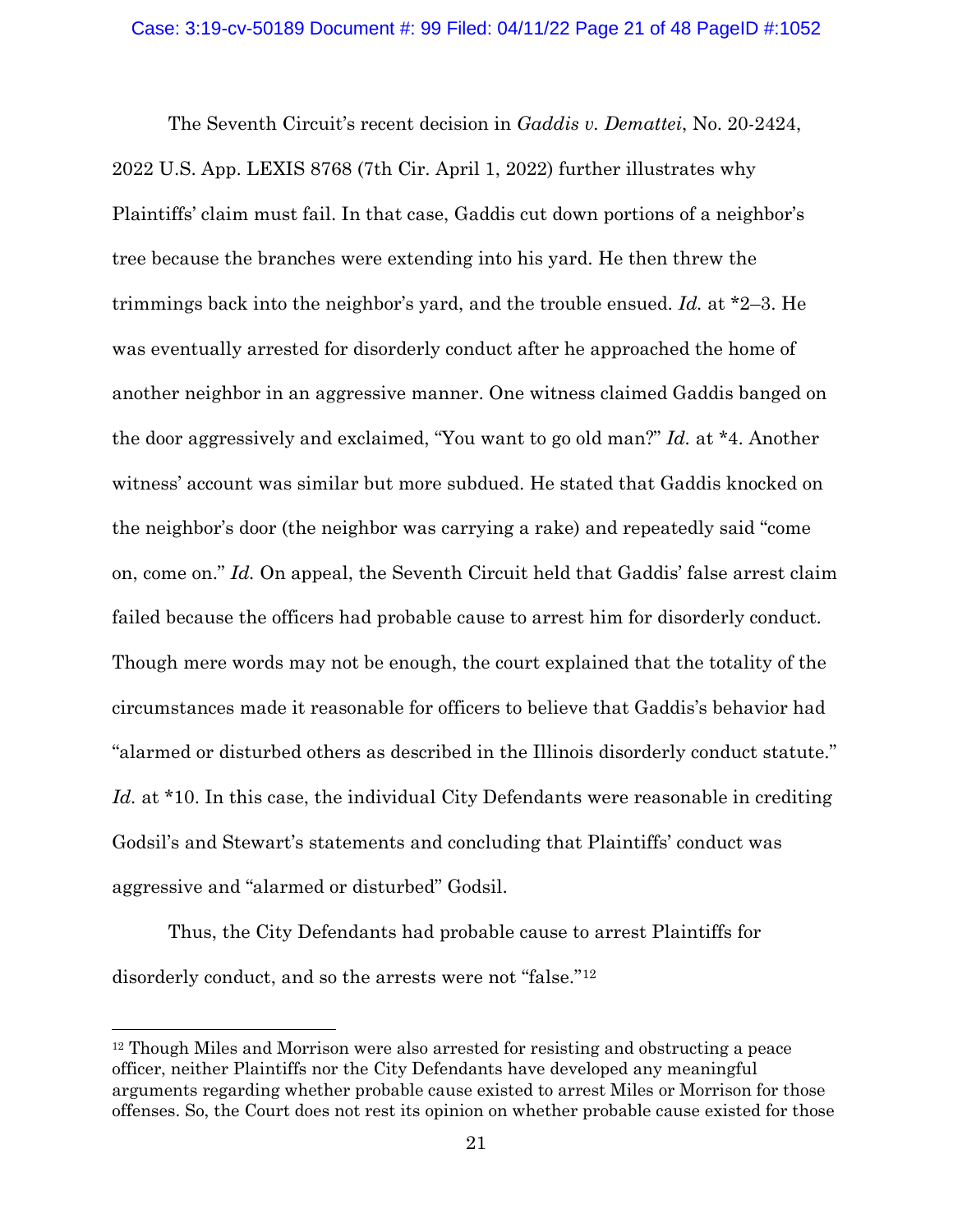The Seventh Circuit's recent decision in *Gaddis v. Demattei*, No. 20-2424, 2022 U.S. App. LEXIS 8768 (7th Cir. April 1, 2022) further illustrates why Plaintiffs' claim must fail. In that case, Gaddis cut down portions of a neighbor's tree because the branches were extending into his yard. He then threw the trimmings back into the neighbor's yard, and the trouble ensued. *Id.* at *2–3. He was eventually arrested for disorderly conduct after he approached the home of another neighbor in an aggressive manner. One witness claimed Gaddis banged on the door aggressively and exclaimed, "You want to go old man?" *Id.* at *4. Another witness' account was similar but more subdued. He stated that Gaddis knocked on the neighbor's door (the neighbor was carrying a rake) and repeatedly said "come on, come on." *Id.* On appeal, the Seventh Circuit held that Gaddis' false arrest claim failed because the officers had probable cause to arrest him for disorderly conduct. Though mere words may not be enough, the court explained that the totality of the circumstances made it reasonable for officers to believe that Gaddis's behavior had "alarmed or disturbed others as described in the Illinois disorderly conduct statute." *Id.* at *10. In this case, the individual City Defendants were reasonable in crediting Godsil's and Stewart's statements and concluding that Plaintiffs' conduct was aggressive and "alarmed or disturbed" Godsil.

Thus, the City Defendants had probable cause to arrest Plaintiffs for disorderly conduct, and so the arrests were not "false."[12]

---

[12] Though Miles and Morrison were also arrested for resisting and obstructing a peace officer, neither Plaintiffs nor the City Defendants have developed any meaningful arguments regarding whether probable cause existed to arrest Miles or Morrison for those offenses. So, the Court does not rest its opinion on whether probable cause existed for those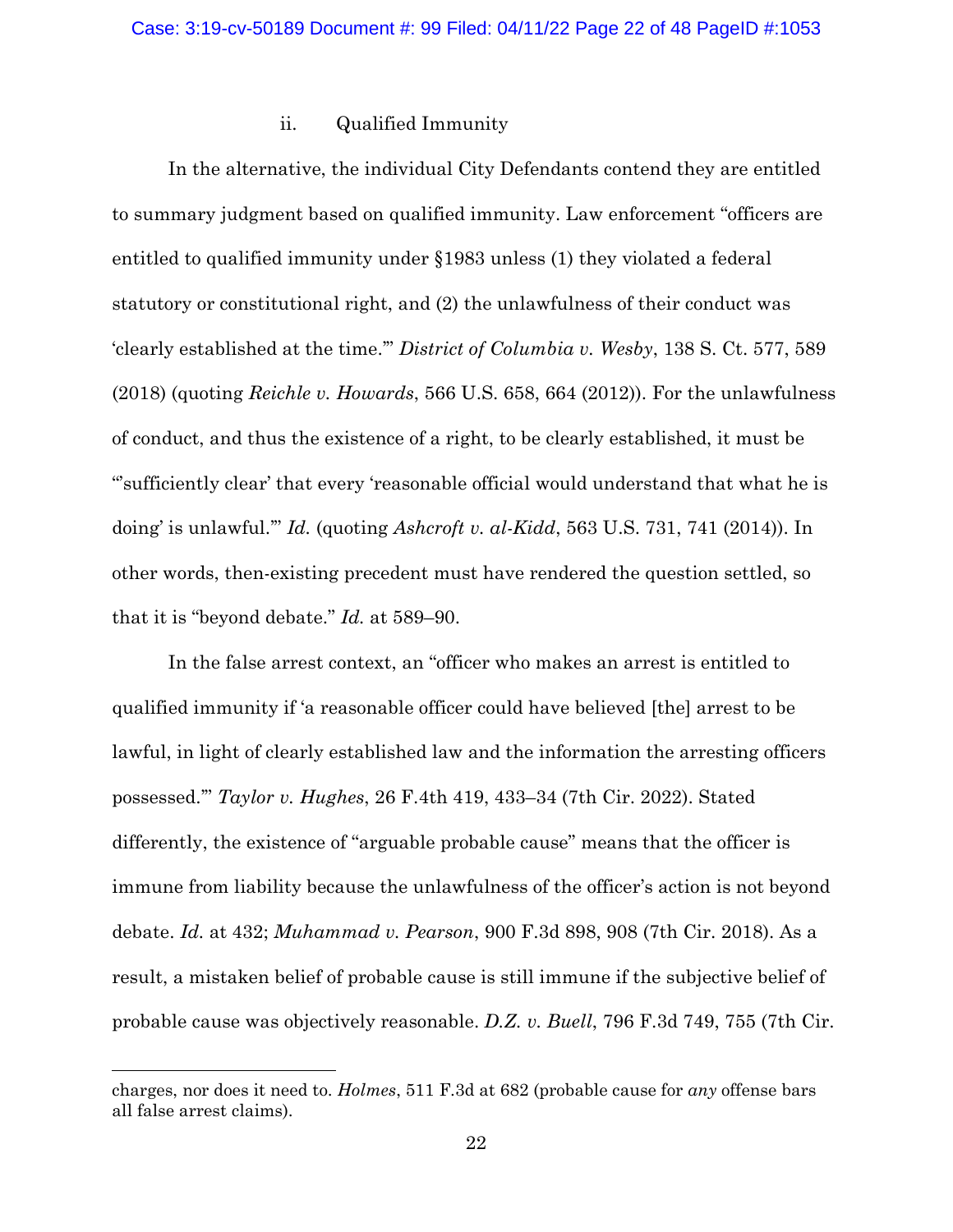### ii. Qualified Immunity

In the alternative, the individual City Defendants contend they are entitled to summary judgment based on qualified immunity. Law enforcement "officers are entitled to qualified immunity under §1983 unless (1) they violated a federal statutory or constitutional right, and (2) the unlawfulness of their conduct was 'clearly established at the time.'" *District of Columbia v. Wesby*, 138 S. Ct. 577, 589 (2018) (quoting *Reichle v. Howards*, 566 U.S. 658, 664 (2012)). For the unlawfulness of conduct, and thus the existence of a right, to be clearly established, it must be "'sufficiently clear' that every 'reasonable official would understand that what he is doing' is unlawful.'" *Id.* (quoting *Ashcroft v. al-Kidd*, 563 U.S. 731, 741 (2014)). In other words, then-existing precedent must have rendered the question settled, so that it is "beyond debate." *Id.* at 589–90.

In the false arrest context, an "officer who makes an arrest is entitled to qualified immunity if 'a reasonable officer could have believed [the] arrest to be lawful, in light of clearly established law and the information the arresting officers possessed.'" *Taylor v. Hughes*, 26 F.4th 419, 433–34 (7th Cir. 2022). Stated differently, the existence of "arguable probable cause" means that the officer is immune from liability because the unlawfulness of the officer's action is not beyond debate. *Id.* at 432; *Muhammad v. Pearson*, 900 F.3d 898, 908 (7th Cir. 2018). As a result, a mistaken belief of probable cause is still immune if the subjective belief of probable cause was objectively reasonable. *D.Z. v. Buell*, 796 F.3d 749, 755 (7th Cir.

---

charges, nor does it need to. *Holmes*, 511 F.3d at 682 (probable cause for *any* offense bars all false arrest claims).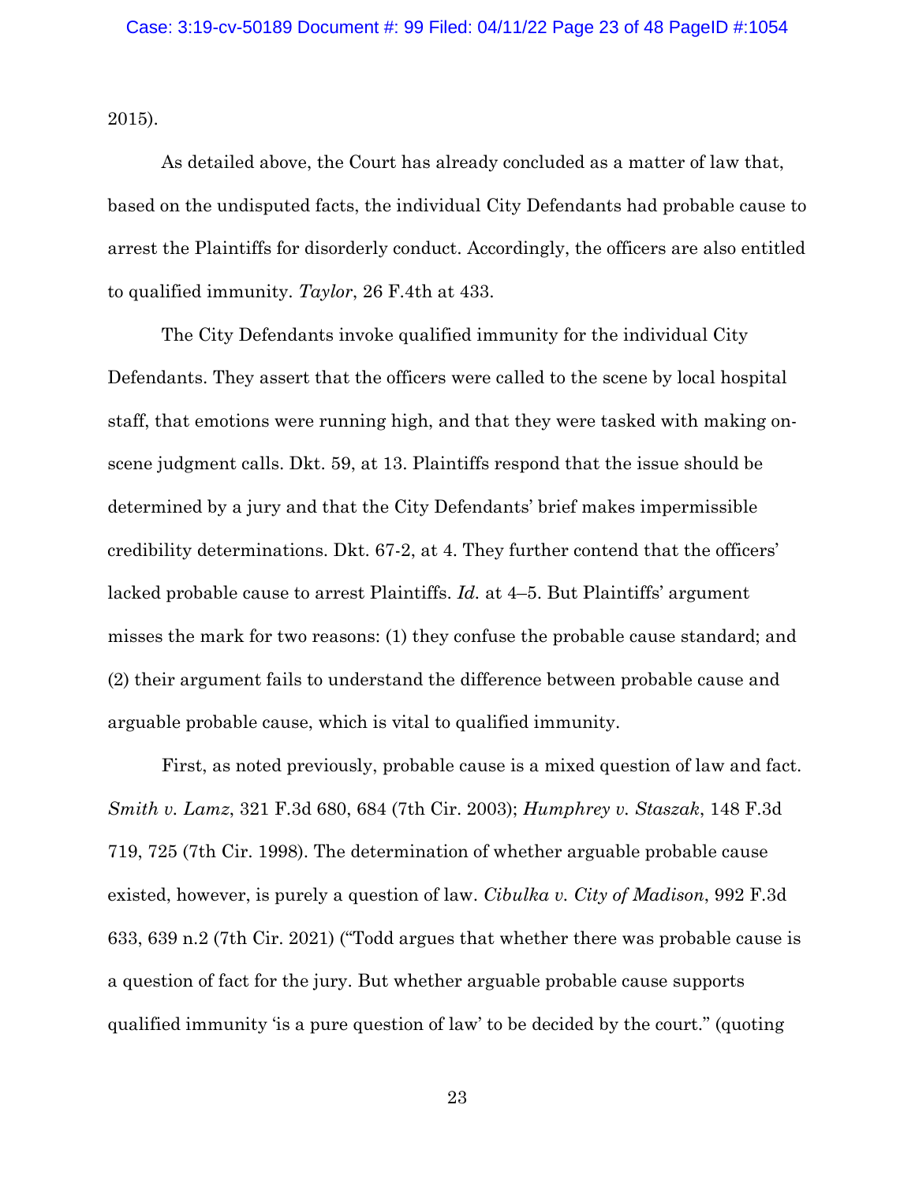2015).

As detailed above, the Court has already concluded as a matter of law that, based on the undisputed facts, the individual City Defendants had probable cause to arrest the Plaintiffs for disorderly conduct. Accordingly, the officers are also entitled to qualified immunity. *Taylor*, 26 F.4th at 433.

The City Defendants invoke qualified immunity for the individual City Defendants. They assert that the officers were called to the scene by local hospital staff, that emotions were running high, and that they were tasked with making on-scene judgment calls. Dkt. 59, at 13. Plaintiffs respond that the issue should be determined by a jury and that the City Defendants' brief makes impermissible credibility determinations. Dkt. 67-2, at 4. They further contend that the officers' lacked probable cause to arrest Plaintiffs. *Id.* at 4–5. But Plaintiffs' argument misses the mark for two reasons: (1) they confuse the probable cause standard; and (2) their argument fails to understand the difference between probable cause and arguable probable cause, which is vital to qualified immunity.

First, as noted previously, probable cause is a mixed question of law and fact. *Smith v. Lamz*, 321 F.3d 680, 684 (7th Cir. 2003); *Humphrey v. Staszak*, 148 F.3d 719, 725 (7th Cir. 1998). The determination of whether arguable probable cause existed, however, is purely a question of law. *Cibulka v. City of Madison*, 992 F.3d 633, 639 n.2 (7th Cir. 2021) ("Todd argues that whether there was probable cause is a question of fact for the jury. But whether arguable probable cause supports qualified immunity 'is a pure question of law' to be decided by the court." (quoting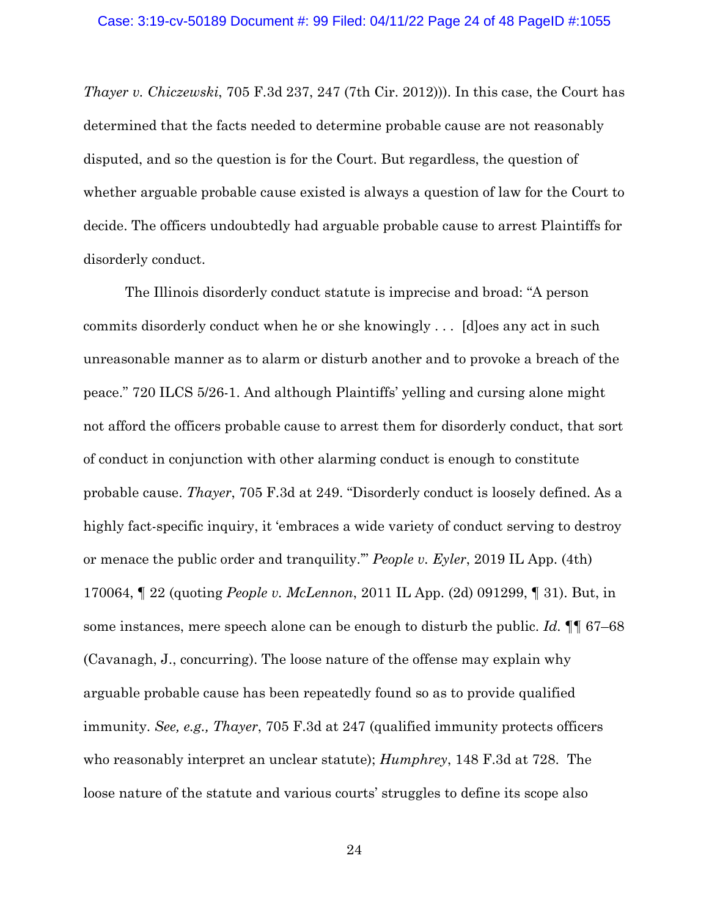*Thayer v. Chiczewski*, 705 F.3d 237, 247 (7th Cir. 2012))). In this case, the Court has determined that the facts needed to determine probable cause are not reasonably disputed, and so the question is for the Court. But regardless, the question of whether arguable probable cause existed is always a question of law for the Court to decide. The officers undoubtedly had arguable probable cause to arrest Plaintiffs for disorderly conduct.

The Illinois disorderly conduct statute is imprecise and broad: "A person commits disorderly conduct when he or she knowingly . . . [d]oes any act in such unreasonable manner as to alarm or disturb another and to provoke a breach of the peace." 720 ILCS 5/26-1. And although Plaintiffs' yelling and cursing alone might not afford the officers probable cause to arrest them for disorderly conduct, that sort of conduct in conjunction with other alarming conduct is enough to constitute probable cause. *Thayer*, 705 F.3d at 249. "Disorderly conduct is loosely defined. As a highly fact-specific inquiry, it 'embraces a wide variety of conduct serving to destroy or menace the public order and tranquility.'" *People v. Eyler*, 2019 IL App. (4th) 170064, ¶ 22 (quoting *People v. McLennon*, 2011 IL App. (2d) 091299, ¶ 31). But, in some instances, mere speech alone can be enough to disturb the public. *Id.* ¶¶ 67–68 (Cavanagh, J., concurring). The loose nature of the offense may explain why arguable probable cause has been repeatedly found so as to provide qualified immunity. *See, e.g., Thayer*, 705 F.3d at 247 (qualified immunity protects officers who reasonably interpret an unclear statute); *Humphrey*, 148 F.3d at 728. The loose nature of the statute and various courts' struggles to define its scope also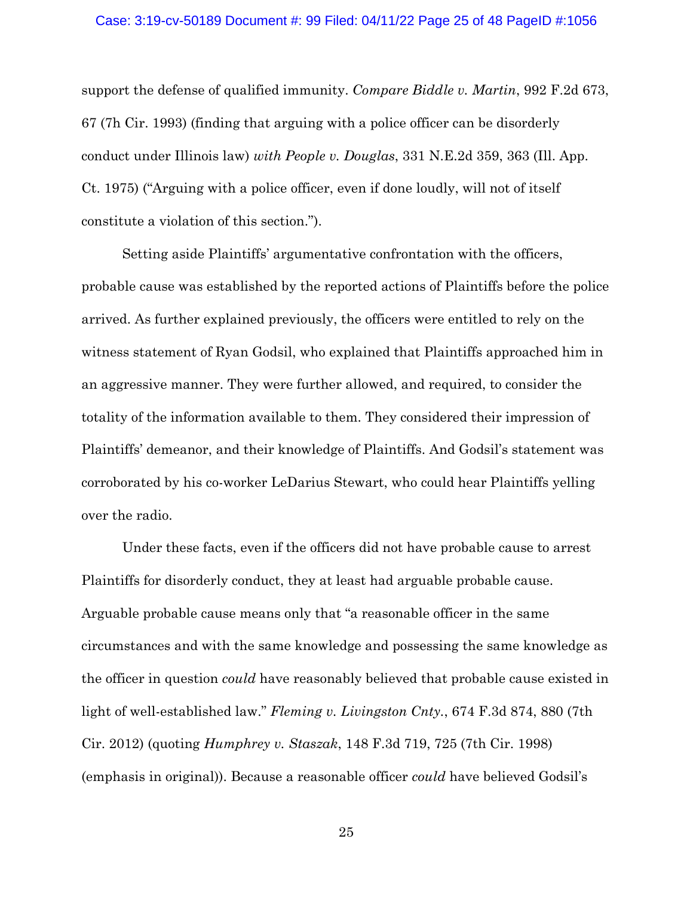support the defense of qualified immunity. *Compare Biddle v. Martin*, 992 F.2d 673, 67 (7h Cir. 1993) (finding that arguing with a police officer can be disorderly conduct under Illinois law) *with People v. Douglas*, 331 N.E.2d 359, 363 (Ill. App. Ct. 1975) ("Arguing with a police officer, even if done loudly, will not of itself constitute a violation of this section.").

Setting aside Plaintiffs' argumentative confrontation with the officers, probable cause was established by the reported actions of Plaintiffs before the police arrived. As further explained previously, the officers were entitled to rely on the witness statement of Ryan Godsil, who explained that Plaintiffs approached him in an aggressive manner. They were further allowed, and required, to consider the totality of the information available to them. They considered their impression of Plaintiffs' demeanor, and their knowledge of Plaintiffs. And Godsil's statement was corroborated by his co-worker LeDarius Stewart, who could hear Plaintiffs yelling over the radio.

Under these facts, even if the officers did not have probable cause to arrest Plaintiffs for disorderly conduct, they at least had arguable probable cause. Arguable probable cause means only that "a reasonable officer in the same circumstances and with the same knowledge and possessing the same knowledge as the officer in question *could* have reasonably believed that probable cause existed in light of well-established law." *Fleming v. Livingston Cnty.*, 674 F.3d 874, 880 (7th Cir. 2012) (quoting *Humphrey v. Staszak*, 148 F.3d 719, 725 (7th Cir. 1998) (emphasis in original)). Because a reasonable officer *could* have believed Godsil's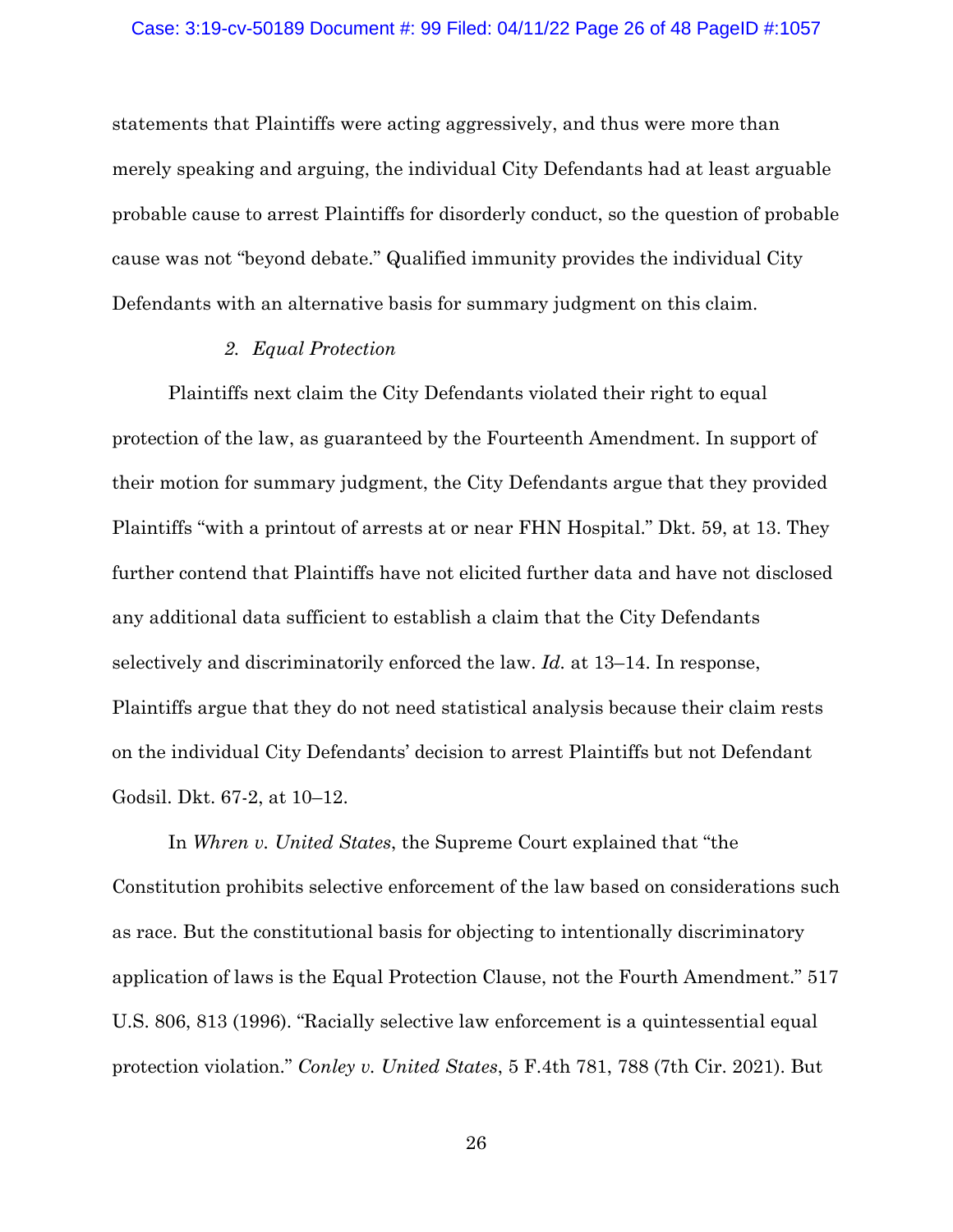statements that Plaintiffs were acting aggressively, and thus were more than merely speaking and arguing, the individual City Defendants had at least arguable probable cause to arrest Plaintiffs for disorderly conduct, so the question of probable cause was not "beyond debate." Qualified immunity provides the individual City Defendants with an alternative basis for summary judgment on this claim.

### *2. Equal Protection*

Plaintiffs next claim the City Defendants violated their right to equal protection of the law, as guaranteed by the Fourteenth Amendment. In support of their motion for summary judgment, the City Defendants argue that they provided Plaintiffs "with a printout of arrests at or near FHN Hospital." Dkt. 59, at 13. They further contend that Plaintiffs have not elicited further data and have not disclosed any additional data sufficient to establish a claim that the City Defendants selectively and discriminatorily enforced the law. *Id.* at 13–14. In response, Plaintiffs argue that they do not need statistical analysis because their claim rests on the individual City Defendants' decision to arrest Plaintiffs but not Defendant Godsil. Dkt. 67-2, at 10–12.

In *Whren v. United States*, the Supreme Court explained that "the Constitution prohibits selective enforcement of the law based on considerations such as race. But the constitutional basis for objecting to intentionally discriminatory application of laws is the Equal Protection Clause, not the Fourth Amendment." 517 U.S. 806, 813 (1996). "Racially selective law enforcement is a quintessential equal protection violation." *Conley v. United States*, 5 F.4th 781, 788 (7th Cir. 2021). But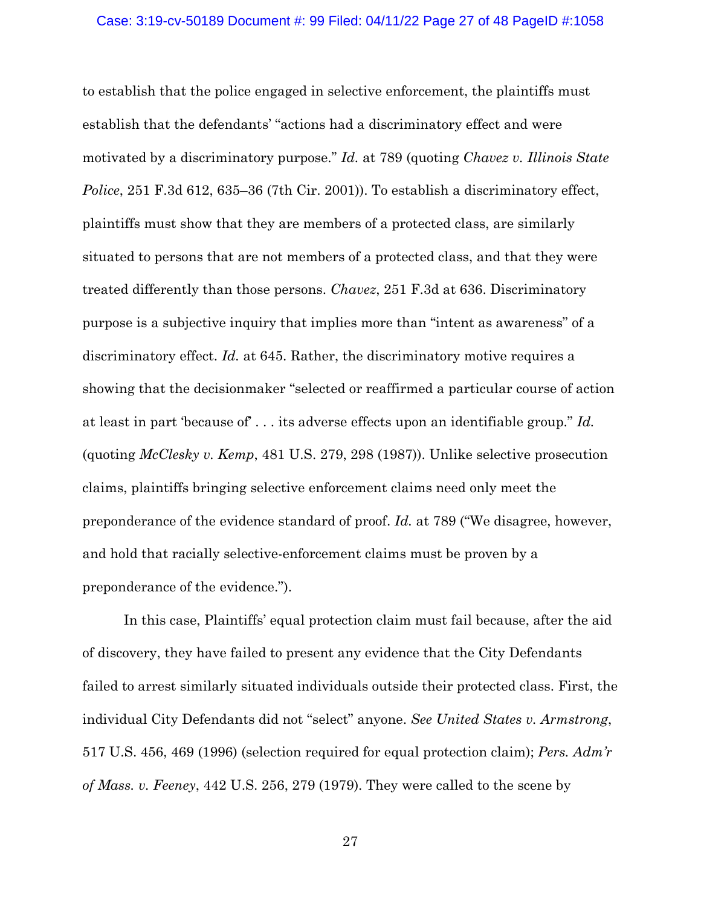to establish that the police engaged in selective enforcement, the plaintiffs must establish that the defendants' "actions had a discriminatory effect and were motivated by a discriminatory purpose." *Id.* at 789 (quoting *Chavez v. Illinois State Police*, 251 F.3d 612, 635–36 (7th Cir. 2001)). To establish a discriminatory effect, plaintiffs must show that they are members of a protected class, are similarly situated to persons that are not members of a protected class, and that they were treated differently than those persons. *Chavez*, 251 F.3d at 636. Discriminatory purpose is a subjective inquiry that implies more than "intent as awareness" of a discriminatory effect. *Id.* at 645. Rather, the discriminatory motive requires a showing that the decisionmaker "selected or reaffirmed a particular course of action at least in part 'because of' . . . its adverse effects upon an identifiable group." *Id.* (quoting *McClesky v. Kemp*, 481 U.S. 279, 298 (1987)). Unlike selective prosecution claims, plaintiffs bringing selective enforcement claims need only meet the preponderance of the evidence standard of proof. *Id.* at 789 ("We disagree, however, and hold that racially selective-enforcement claims must be proven by a preponderance of the evidence.").

In this case, Plaintiffs' equal protection claim must fail because, after the aid of discovery, they have failed to present any evidence that the City Defendants failed to arrest similarly situated individuals outside their protected class. First, the individual City Defendants did not "select" anyone. *See United States v. Armstrong*, 517 U.S. 456, 469 (1996) (selection required for equal protection claim); *Pers. Adm'r of Mass. v. Feeney*, 442 U.S. 256, 279 (1979). They were called to the scene by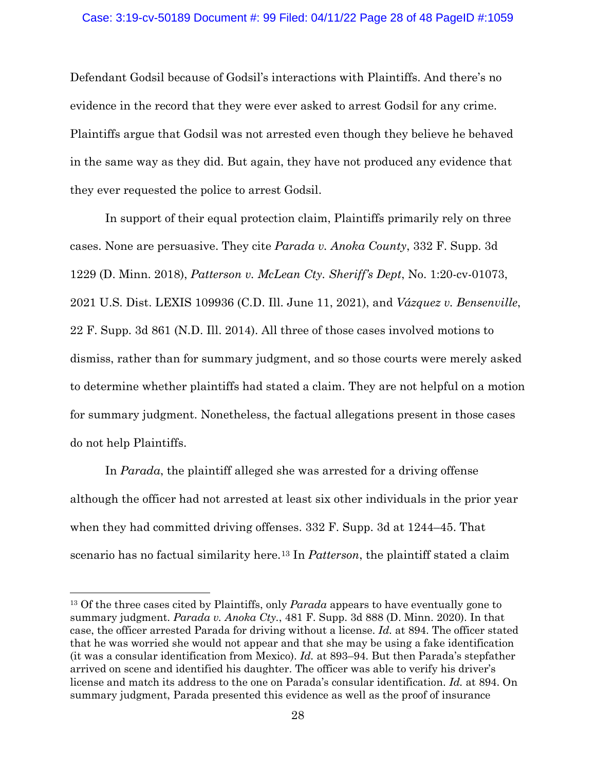Defendant Godsil because of Godsil's interactions with Plaintiffs. And there's no evidence in the record that they were ever asked to arrest Godsil for any crime. Plaintiffs argue that Godsil was not arrested even though they believe he behaved in the same way as they did. But again, they have not produced any evidence that they ever requested the police to arrest Godsil.

In support of their equal protection claim, Plaintiffs primarily rely on three cases. None are persuasive. They cite *Parada v. Anoka County*, 332 F. Supp. 3d 1229 (D. Minn. 2018), *Patterson v. McLean Cty. Sheriff's Dept*, No. 1:20-cv-01073, 2021 U.S. Dist. LEXIS 109936 (C.D. Ill. June 11, 2021), and *Vázquez v. Bensenville*, 22 F. Supp. 3d 861 (N.D. Ill. 2014). All three of those cases involved motions to dismiss, rather than for summary judgment, and so those courts were merely asked to determine whether plaintiffs had stated a claim. They are not helpful on a motion for summary judgment. Nonetheless, the factual allegations present in those cases do not help Plaintiffs.

In *Parada*, the plaintiff alleged she was arrested for a driving offense although the officer had not arrested at least six other individuals in the prior year when they had committed driving offenses. 332 F. Supp. 3d at 1244–45. That scenario has no factual similarity here.[13] In *Patterson*, the plaintiff stated a claim

---

[13] Of the three cases cited by Plaintiffs, only *Parada* appears to have eventually gone to summary judgment. *Parada v. Anoka Cty.*, 481 F. Supp. 3d 888 (D. Minn. 2020). In that case, the officer arrested Parada for driving without a license. *Id.* at 894. The officer stated that he was worried she would not appear and that she may be using a fake identification (it was a consular identification from Mexico). *Id.* at 893–94. But then Parada's stepfather arrived on scene and identified his daughter. The officer was able to verify his driver's license and match its address to the one on Parada's consular identification. *Id.* at 894. On summary judgment, Parada presented this evidence as well as the proof of insurance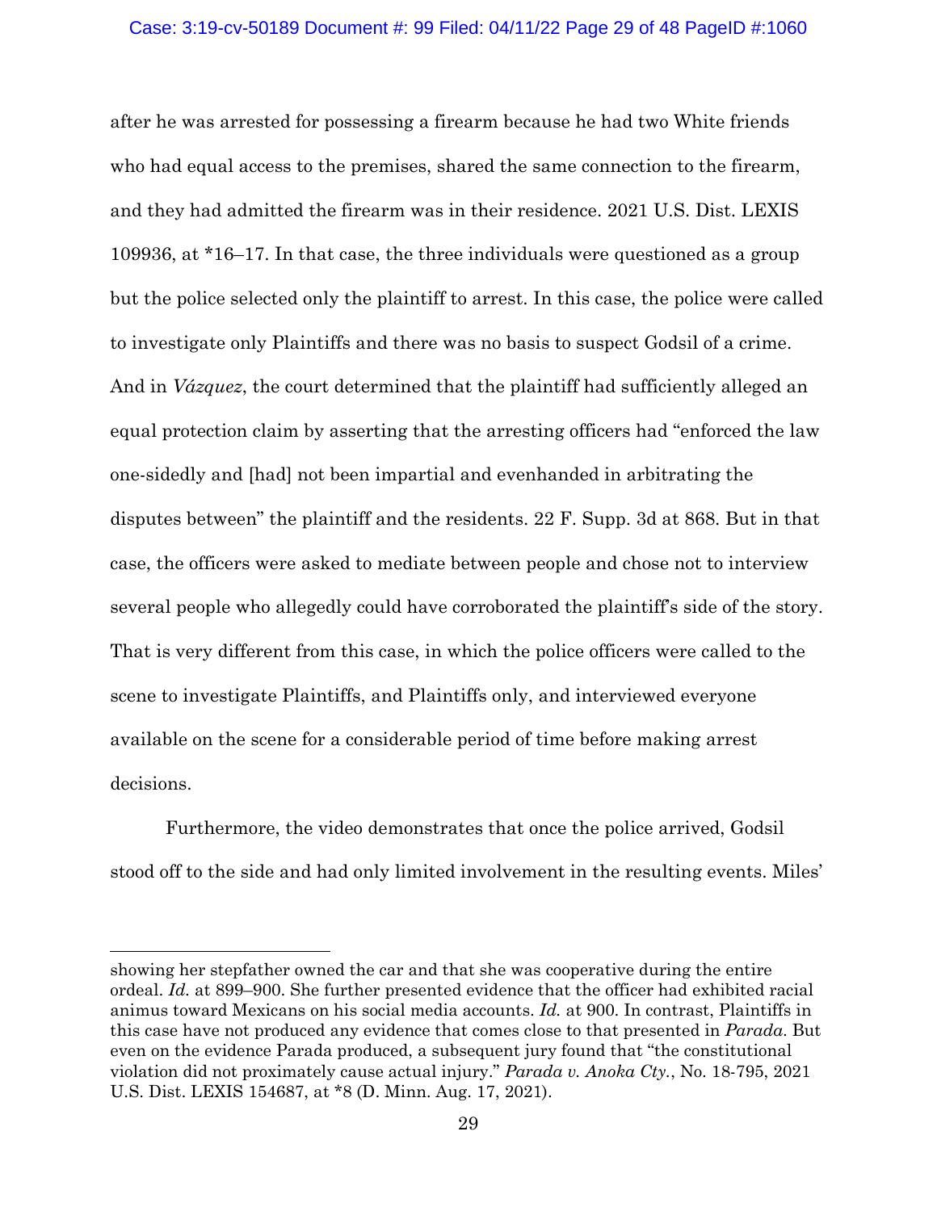after he was arrested for possessing a firearm because he had two White friends who had equal access to the premises, shared the same connection to the firearm, and they had admitted the firearm was in their residence. 2021 U.S. Dist. LEXIS 109936, at *16–17. In that case, the three individuals were questioned as a group but the police selected only the plaintiff to arrest. In this case, the police were called to investigate only Plaintiffs and there was no basis to suspect Godsil of a crime. And in *Vázquez*, the court determined that the plaintiff had sufficiently alleged an equal protection claim by asserting that the arresting officers had "enforced the law one-sidedly and [had] not been impartial and evenhanded in arbitrating the disputes between" the plaintiff and the residents. 22 F. Supp. 3d at 868. But in that case, the officers were asked to mediate between people and chose not to interview several people who allegedly could have corroborated the plaintiff's side of the story. That is very different from this case, in which the police officers were called to the scene to investigate Plaintiffs, and Plaintiffs only, and interviewed everyone available on the scene for a considerable period of time before making arrest decisions.

Furthermore, the video demonstrates that once the police arrived, Godsil stood off to the side and had only limited involvement in the resulting events. Miles'

---

showing her stepfather owned the car and that she was cooperative during the entire ordeal. *Id.* at 899–900. She further presented evidence that the officer had exhibited racial animus toward Mexicans on his social media accounts. *Id.* at 900. In contrast, Plaintiffs in this case have not produced any evidence that comes close to that presented in *Parada*. But even on the evidence Parada produced, a subsequent jury found that "the constitutional violation did not proximately cause actual injury." *Parada v. Anoka Cty.*, No. 18-795, 2021 U.S. Dist. LEXIS 154687, at *8 (D. Minn. Aug. 17, 2021).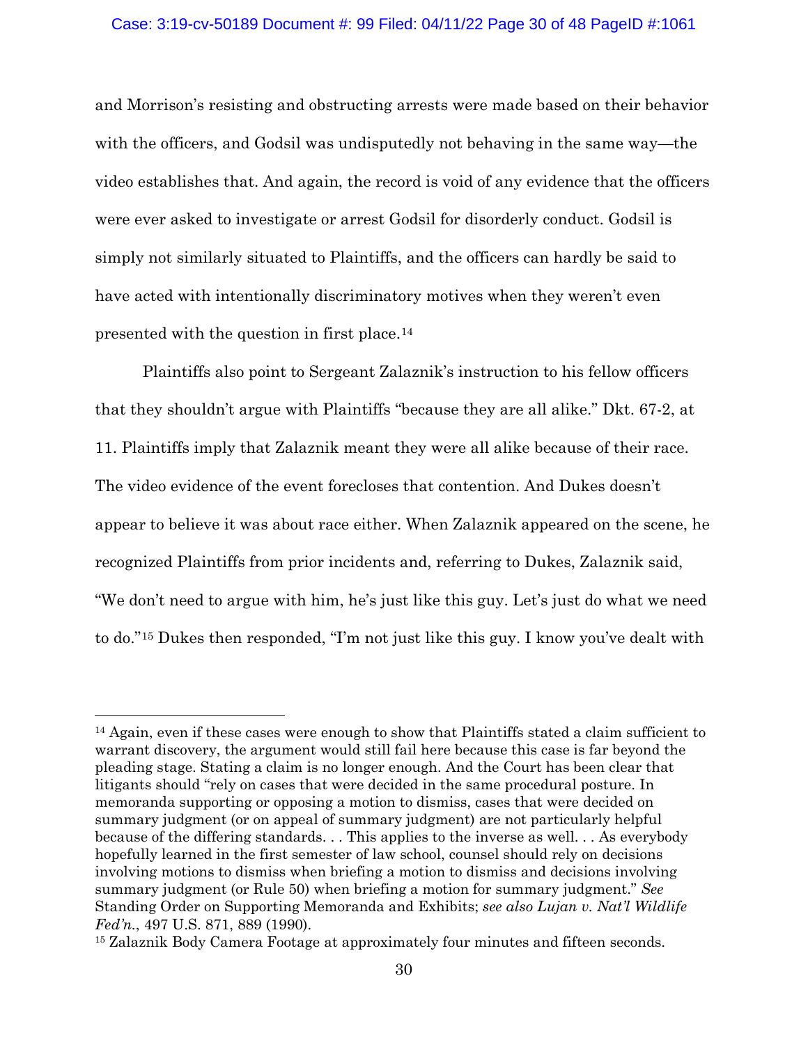and Morrison's resisting and obstructing arrests were made based on their behavior with the officers, and Godsil was undisputedly not behaving in the same way—the video establishes that. And again, the record is void of any evidence that the officers were ever asked to investigate or arrest Godsil for disorderly conduct. Godsil is simply not similarly situated to Plaintiffs, and the officers can hardly be said to have acted with intentionally discriminatory motives when they weren't even presented with the question in first place.[14]

Plaintiffs also point to Sergeant Zalaznik's instruction to his fellow officers that they shouldn't argue with Plaintiffs "because they are all alike." Dkt. 67-2, at 11. Plaintiffs imply that Zalaznik meant they were all alike because of their race. The video evidence of the event forecloses that contention. And Dukes doesn't appear to believe it was about race either. When Zalaznik appeared on the scene, he recognized Plaintiffs from prior incidents and, referring to Dukes, Zalaznik said, "We don't need to argue with him, he's just like this guy. Let's just do what we need to do."[15] Dukes then responded, "I'm not just like this guy. I know you've dealt with

---

[14] Again, even if these cases were enough to show that Plaintiffs stated a claim sufficient to warrant discovery, the argument would still fail here because this case is far beyond the pleading stage. Stating a claim is no longer enough. And the Court has been clear that litigants should "rely on cases that were decided in the same procedural posture. In memoranda supporting or opposing a motion to dismiss, cases that were decided on summary judgment (or on appeal of summary judgment) are not particularly helpful because of the differing standards. . . This applies to the inverse as well. . . As everybody hopefully learned in the first semester of law school, counsel should rely on decisions involving motions to dismiss when briefing a motion to dismiss and decisions involving summary judgment (or Rule 50) when briefing a motion for summary judgment." *See* Standing Order on Supporting Memoranda and Exhibits; *see also Lujan v. Nat'l Wildlife Fed'n.*, 497 U.S. 871, 889 (1990).

[15] Zalaznik Body Camera Footage at approximately four minutes and fifteen seconds.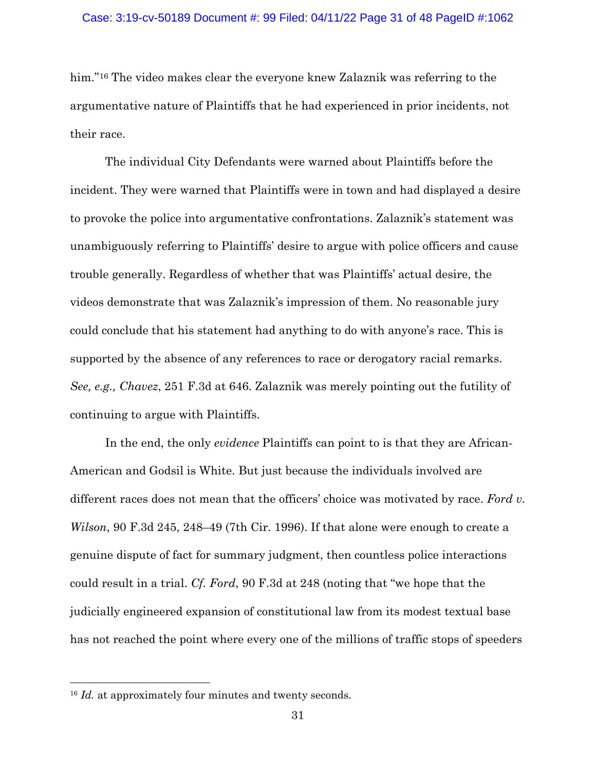him."[16] The video makes clear the everyone knew Zalaznik was referring to the argumentative nature of Plaintiffs that he had experienced in prior incidents, not their race.

The individual City Defendants were warned about Plaintiffs before the incident. They were warned that Plaintiffs were in town and had displayed a desire to provoke the police into argumentative confrontations. Zalaznik's statement was unambiguously referring to Plaintiffs' desire to argue with police officers and cause trouble generally. Regardless of whether that was Plaintiffs' actual desire, the videos demonstrate that was Zalaznik's impression of them. No reasonable jury could conclude that his statement had anything to do with anyone's race. This is supported by the absence of any references to race or derogatory racial remarks. *See, e.g., Chavez*, 251 F.3d at 646. Zalaznik was merely pointing out the futility of continuing to argue with Plaintiffs.

In the end, the only *evidence* Plaintiffs can point to is that they are African-American and Godsil is White. But just because the individuals involved are different races does not mean that the officers' choice was motivated by race. *Ford v. Wilson*, 90 F.3d 245, 248–49 (7th Cir. 1996). If that alone were enough to create a genuine dispute of fact for summary judgment, then countless police interactions could result in a trial. *Cf. Ford*, 90 F.3d at 248 (noting that "we hope that the judicially engineered expansion of constitutional law from its modest textual base has not reached the point where every one of the millions of traffic stops of speeders

---

[16] *Id.* at approximately four minutes and twenty seconds.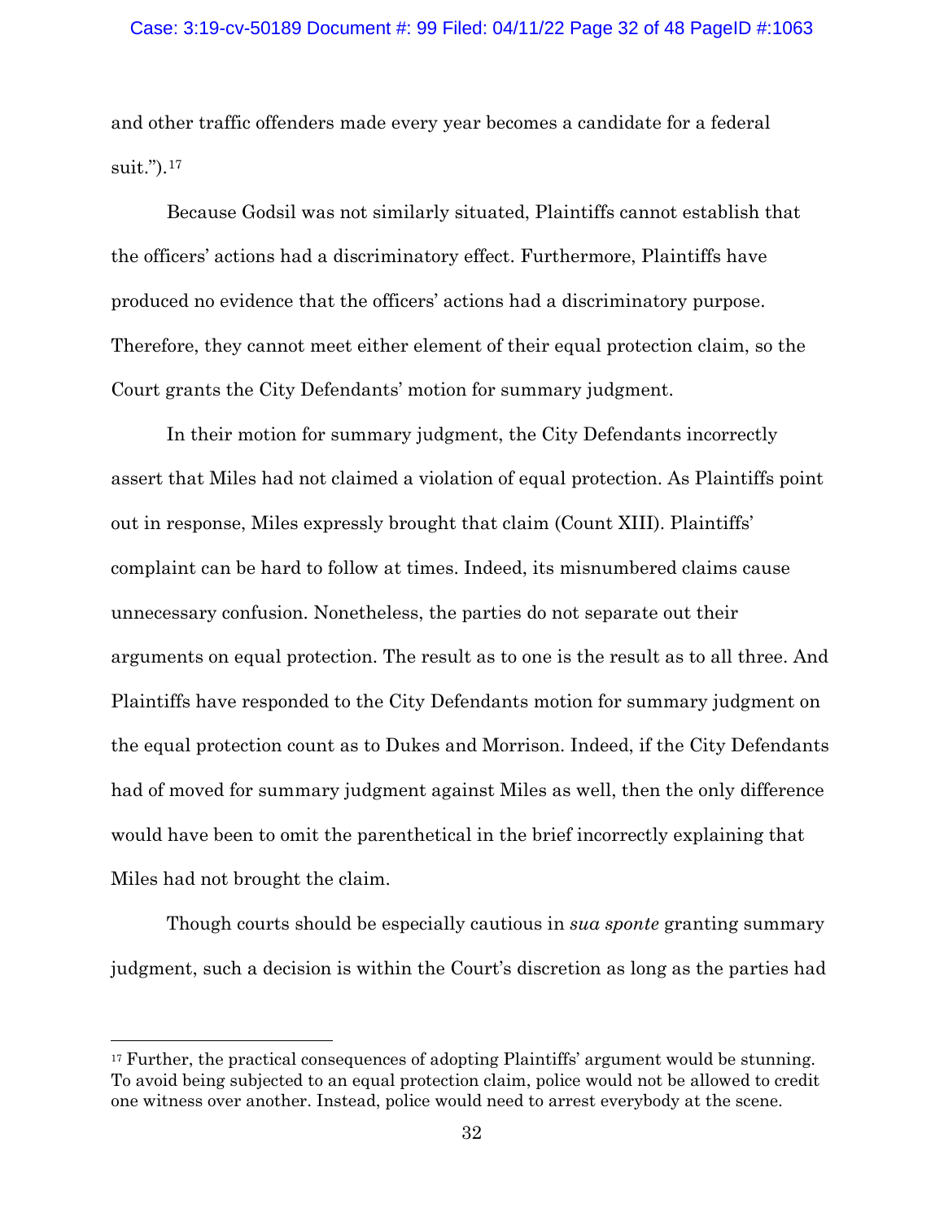and other traffic offenders made every year becomes a candidate for a federal suit.").[17]

Because Godsil was not similarly situated, Plaintiffs cannot establish that the officers' actions had a discriminatory effect. Furthermore, Plaintiffs have produced no evidence that the officers' actions had a discriminatory purpose. Therefore, they cannot meet either element of their equal protection claim, so the Court grants the City Defendants' motion for summary judgment.

In their motion for summary judgment, the City Defendants incorrectly assert that Miles had not claimed a violation of equal protection. As Plaintiffs point out in response, Miles expressly brought that claim (Count XIII). Plaintiffs' complaint can be hard to follow at times. Indeed, its misnumbered claims cause unnecessary confusion. Nonetheless, the parties do not separate out their arguments on equal protection. The result as to one is the result as to all three. And Plaintiffs have responded to the City Defendants motion for summary judgment on the equal protection count as to Dukes and Morrison. Indeed, if the City Defendants had of moved for summary judgment against Miles as well, then the only difference would have been to omit the parenthetical in the brief incorrectly explaining that Miles had not brought the claim.

Though courts should be especially cautious in *sua sponte* granting summary judgment, such a decision is within the Court's discretion as long as the parties had

---

[17] Further, the practical consequences of adopting Plaintiffs' argument would be stunning. To avoid being subjected to an equal protection claim, police would not be allowed to credit one witness over another. Instead, police would need to arrest everybody at the scene.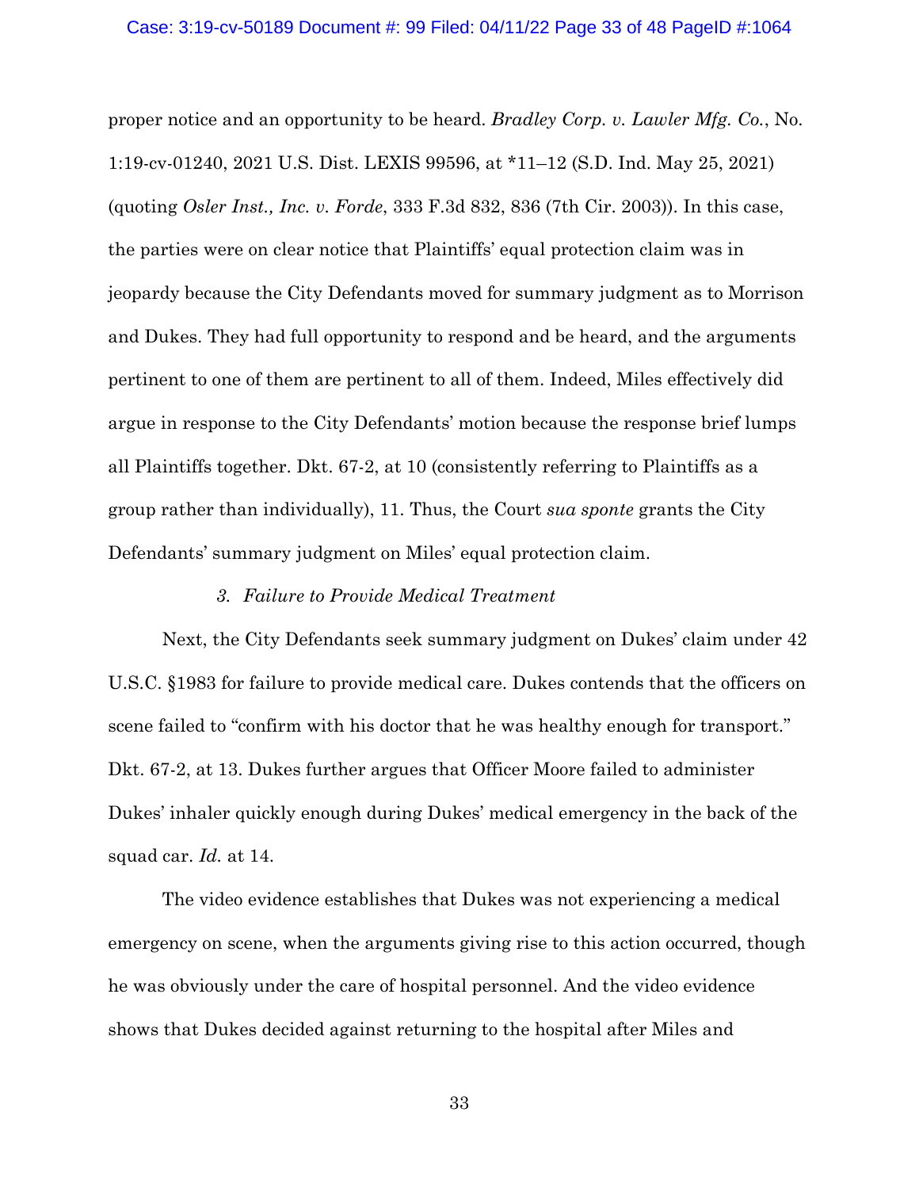proper notice and an opportunity to be heard. *Bradley Corp. v. Lawler Mfg. Co.*, No. 1:19-cv-01240, 2021 U.S. Dist. LEXIS 99596, at *11–12 (S.D. Ind. May 25, 2021) (quoting *Osler Inst., Inc. v. Forde*, 333 F.3d 832, 836 (7th Cir. 2003)). In this case, the parties were on clear notice that Plaintiffs' equal protection claim was in jeopardy because the City Defendants moved for summary judgment as to Morrison and Dukes. They had full opportunity to respond and be heard, and the arguments pertinent to one of them are pertinent to all of them. Indeed, Miles effectively did argue in response to the City Defendants' motion because the response brief lumps all Plaintiffs together. Dkt. 67-2, at 10 (consistently referring to Plaintiffs as a group rather than individually), 11. Thus, the Court *sua sponte* grants the City Defendants' summary judgment on Miles' equal protection claim.

### *3. Failure to Provide Medical Treatment*

Next, the City Defendants seek summary judgment on Dukes' claim under 42 U.S.C. §1983 for failure to provide medical care. Dukes contends that the officers on scene failed to "confirm with his doctor that he was healthy enough for transport." Dkt. 67-2, at 13. Dukes further argues that Officer Moore failed to administer Dukes' inhaler quickly enough during Dukes' medical emergency in the back of the squad car. *Id.* at 14.

The video evidence establishes that Dukes was not experiencing a medical emergency on scene, when the arguments giving rise to this action occurred, though he was obviously under the care of hospital personnel. And the video evidence shows that Dukes decided against returning to the hospital after Miles and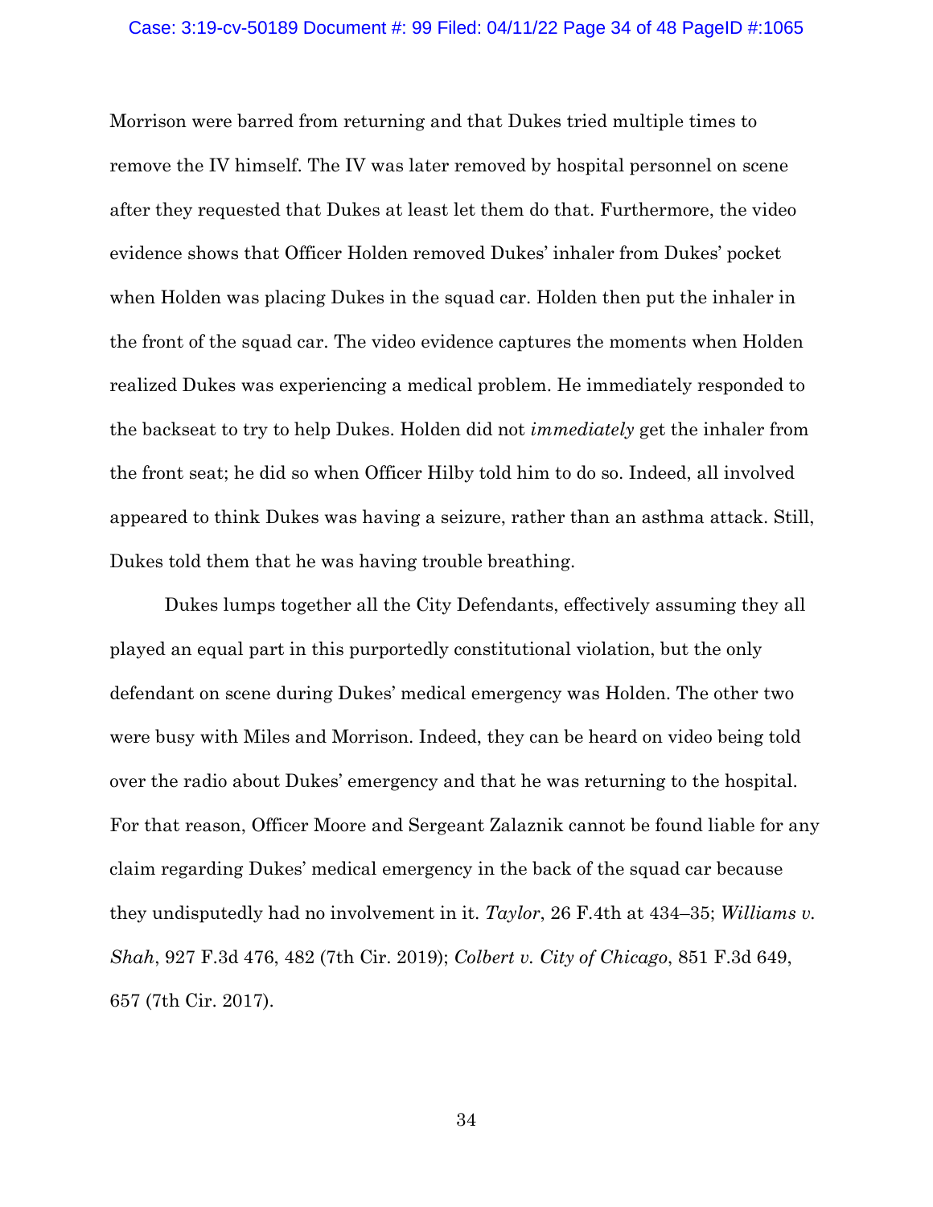Morrison were barred from returning and that Dukes tried multiple times to remove the IV himself. The IV was later removed by hospital personnel on scene after they requested that Dukes at least let them do that. Furthermore, the video evidence shows that Officer Holden removed Dukes' inhaler from Dukes' pocket when Holden was placing Dukes in the squad car. Holden then put the inhaler in the front of the squad car. The video evidence captures the moments when Holden realized Dukes was experiencing a medical problem. He immediately responded to the backseat to try to help Dukes. Holden did not *immediately* get the inhaler from the front seat; he did so when Officer Hilby told him to do so. Indeed, all involved appeared to think Dukes was having a seizure, rather than an asthma attack. Still, Dukes told them that he was having trouble breathing.

Dukes lumps together all the City Defendants, effectively assuming they all played an equal part in this purportedly constitutional violation, but the only defendant on scene during Dukes' medical emergency was Holden. The other two were busy with Miles and Morrison. Indeed, they can be heard on video being told over the radio about Dukes' emergency and that he was returning to the hospital. For that reason, Officer Moore and Sergeant Zalaznik cannot be found liable for any claim regarding Dukes' medical emergency in the back of the squad car because they undisputedly had no involvement in it. *Taylor*, 26 F.4th at 434–35; *Williams v. Shah*, 927 F.3d 476, 482 (7th Cir. 2019); *Colbert v. City of Chicago*, 851 F.3d 649, 657 (7th Cir. 2017).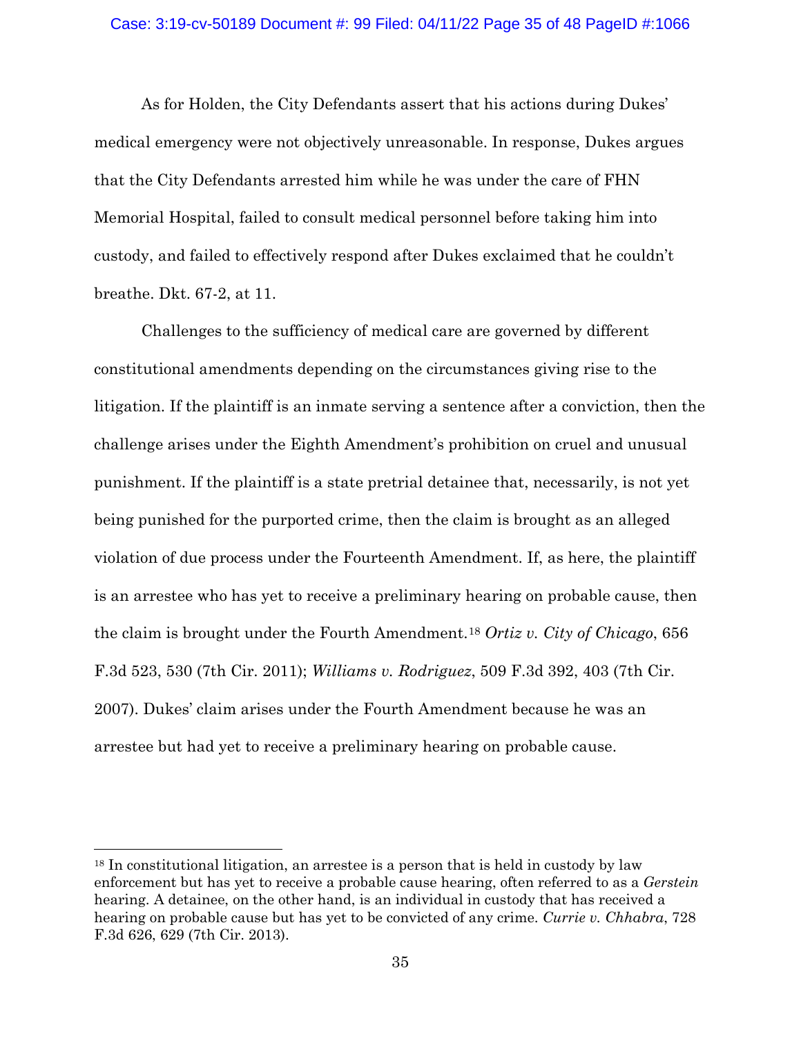As for Holden, the City Defendants assert that his actions during Dukes' medical emergency were not objectively unreasonable. In response, Dukes argues that the City Defendants arrested him while he was under the care of FHN Memorial Hospital, failed to consult medical personnel before taking him into custody, and failed to effectively respond after Dukes exclaimed that he couldn't breathe. Dkt. 67-2, at 11.

Challenges to the sufficiency of medical care are governed by different constitutional amendments depending on the circumstances giving rise to the litigation. If the plaintiff is an inmate serving a sentence after a conviction, then the challenge arises under the Eighth Amendment's prohibition on cruel and unusual punishment. If the plaintiff is a state pretrial detainee that, necessarily, is not yet being punished for the purported crime, then the claim is brought as an alleged violation of due process under the Fourteenth Amendment. If, as here, the plaintiff is an arrestee who has yet to receive a preliminary hearing on probable cause, then the claim is brought under the Fourth Amendment.[18] *Ortiz v. City of Chicago*, 656 F.3d 523, 530 (7th Cir. 2011); *Williams v. Rodriguez*, 509 F.3d 392, 403 (7th Cir. 2007). Dukes' claim arises under the Fourth Amendment because he was an arrestee but had yet to receive a preliminary hearing on probable cause.

---

[18] In constitutional litigation, an arrestee is a person that is held in custody by law enforcement but has yet to receive a probable cause hearing, often referred to as a *Gerstein* hearing. A detainee, on the other hand, is an individual in custody that has received a hearing on probable cause but has yet to be convicted of any crime. *Currie v. Chhabra*, 728 F.3d 626, 629 (7th Cir. 2013).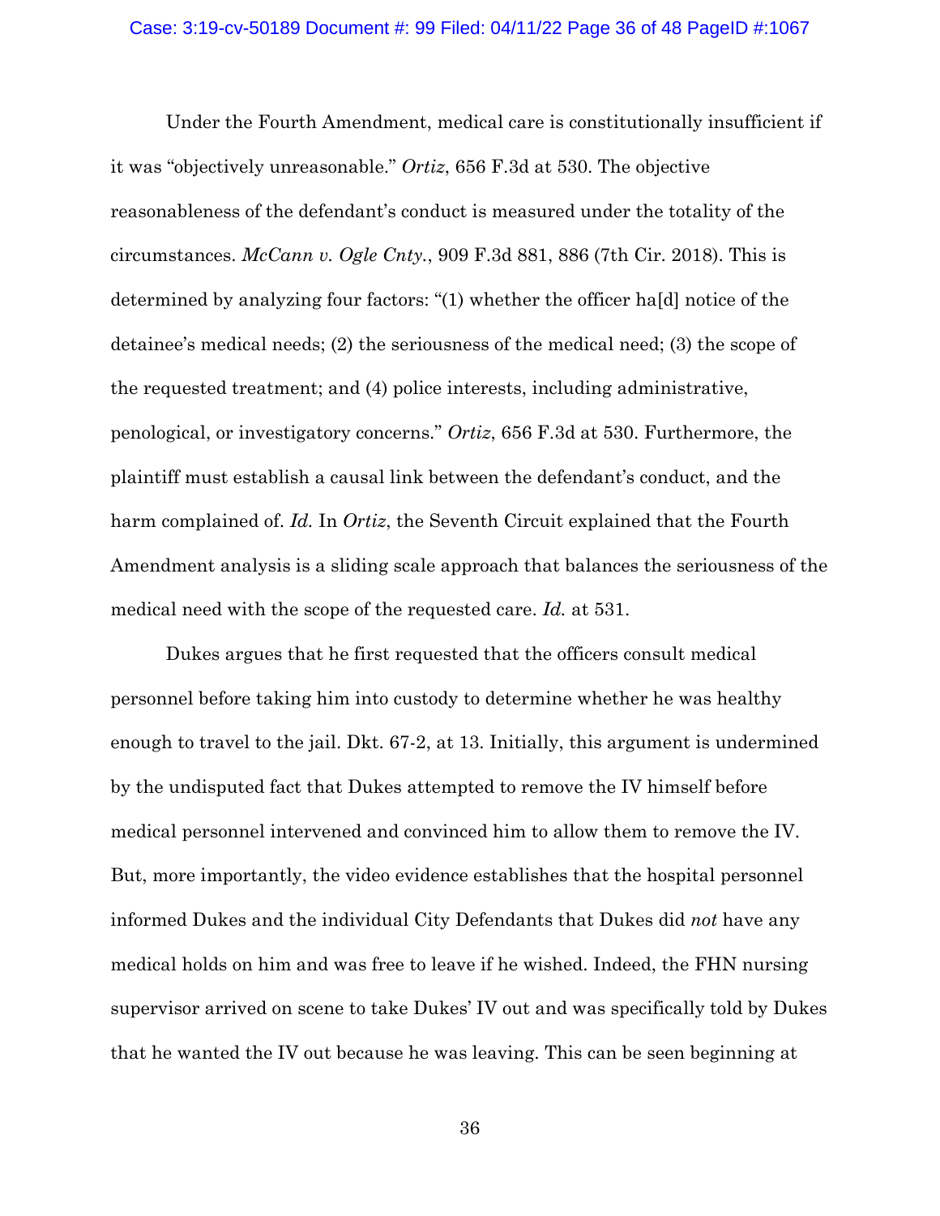Under the Fourth Amendment, medical care is constitutionally insufficient if it was "objectively unreasonable." *Ortiz*, 656 F.3d at 530. The objective reasonableness of the defendant's conduct is measured under the totality of the circumstances. *McCann v. Ogle Cnty.*, 909 F.3d 881, 886 (7th Cir. 2018). This is determined by analyzing four factors: "(1) whether the officer ha[d] notice of the detainee's medical needs; (2) the seriousness of the medical need; (3) the scope of the requested treatment; and (4) police interests, including administrative, penological, or investigatory concerns." *Ortiz*, 656 F.3d at 530. Furthermore, the plaintiff must establish a causal link between the defendant's conduct, and the harm complained of. *Id.* In *Ortiz*, the Seventh Circuit explained that the Fourth Amendment analysis is a sliding scale approach that balances the seriousness of the medical need with the scope of the requested care. *Id.* at 531.

Dukes argues that he first requested that the officers consult medical personnel before taking him into custody to determine whether he was healthy enough to travel to the jail. Dkt. 67-2, at 13. Initially, this argument is undermined by the undisputed fact that Dukes attempted to remove the IV himself before medical personnel intervened and convinced him to allow them to remove the IV. But, more importantly, the video evidence establishes that the hospital personnel informed Dukes and the individual City Defendants that Dukes did *not* have any medical holds on him and was free to leave if he wished. Indeed, the FHN nursing supervisor arrived on scene to take Dukes' IV out and was specifically told by Dukes that he wanted the IV out because he was leaving. This can be seen beginning at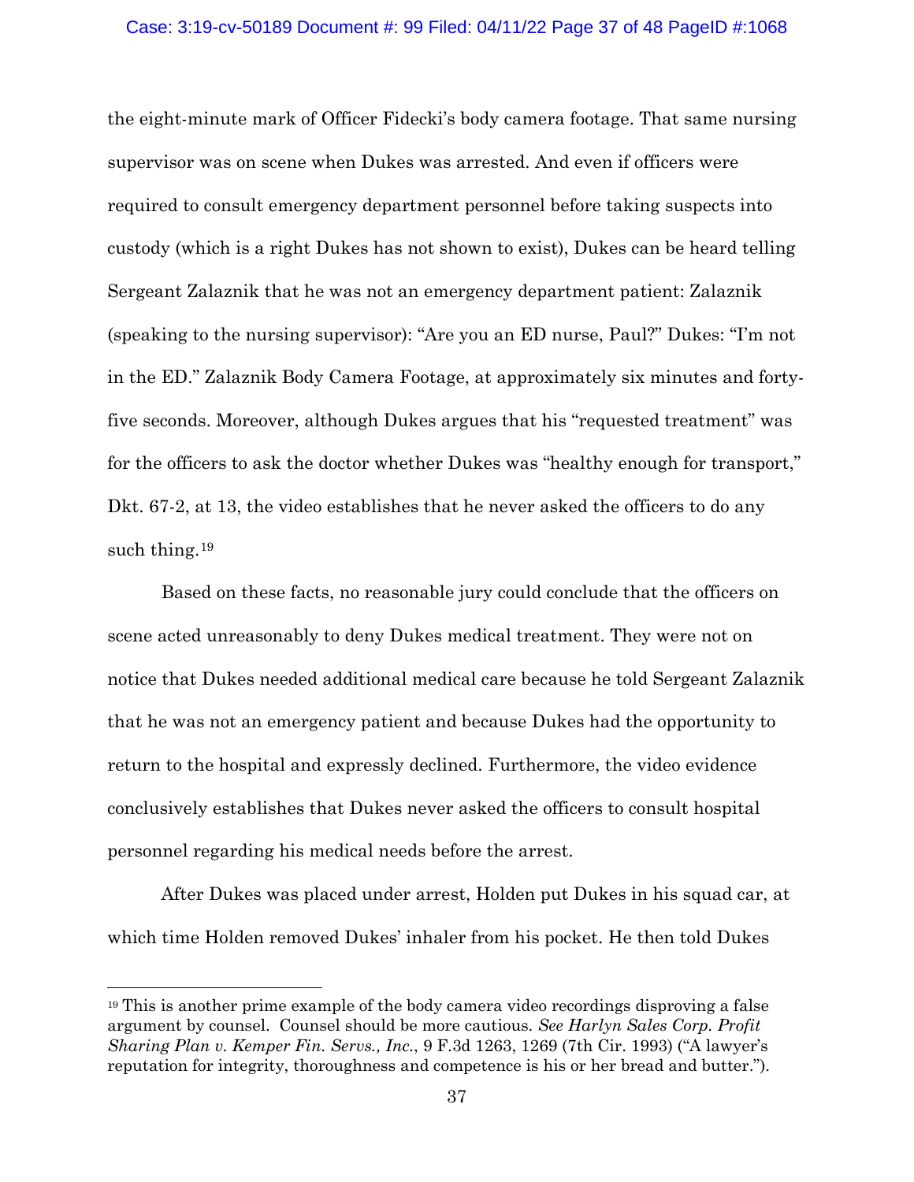the eight-minute mark of Officer Fidecki's body camera footage. That same nursing supervisor was on scene when Dukes was arrested. And even if officers were required to consult emergency department personnel before taking suspects into custody (which is a right Dukes has not shown to exist), Dukes can be heard telling Sergeant Zalaznik that he was not an emergency department patient: Zalaznik (speaking to the nursing supervisor): "Are you an ED nurse, Paul?" Dukes: "I'm not in the ED." Zalaznik Body Camera Footage, at approximately six minutes and forty-five seconds. Moreover, although Dukes argues that his "requested treatment" was for the officers to ask the doctor whether Dukes was "healthy enough for transport," Dkt. 67-2, at 13, the video establishes that he never asked the officers to do any such thing.[19]

Based on these facts, no reasonable jury could conclude that the officers on scene acted unreasonably to deny Dukes medical treatment. They were not on notice that Dukes needed additional medical care because he told Sergeant Zalaznik that he was not an emergency patient and because Dukes had the opportunity to return to the hospital and expressly declined. Furthermore, the video evidence conclusively establishes that Dukes never asked the officers to consult hospital personnel regarding his medical needs before the arrest.

After Dukes was placed under arrest, Holden put Dukes in his squad car, at which time Holden removed Dukes' inhaler from his pocket. He then told Dukes

---

[19] This is another prime example of the body camera video recordings disproving a false argument by counsel. Counsel should be more cautious. *See Harlyn Sales Corp. Profit Sharing Plan v. Kemper Fin. Servs., Inc.*, 9 F.3d 1263, 1269 (7th Cir. 1993) ("A lawyer's reputation for integrity, thoroughness and competence is his or her bread and butter.").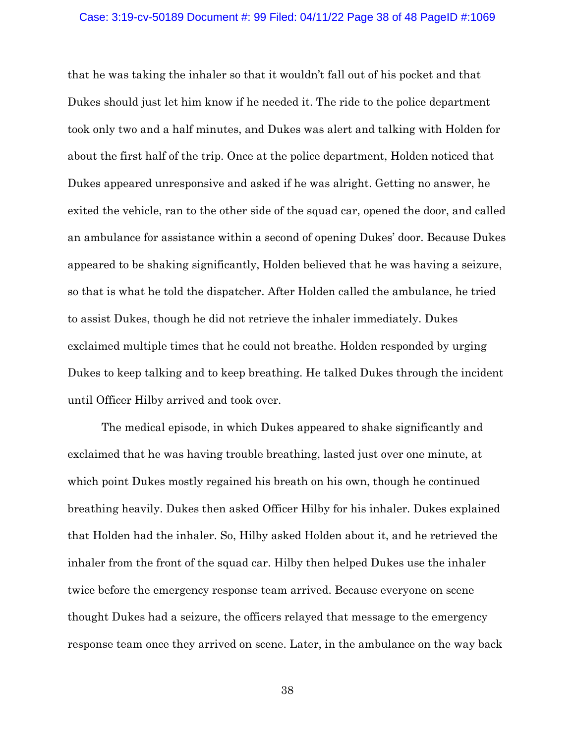that he was taking the inhaler so that it wouldn't fall out of his pocket and that Dukes should just let him know if he needed it. The ride to the police department took only two and a half minutes, and Dukes was alert and talking with Holden for about the first half of the trip. Once at the police department, Holden noticed that Dukes appeared unresponsive and asked if he was alright. Getting no answer, he exited the vehicle, ran to the other side of the squad car, opened the door, and called an ambulance for assistance within a second of opening Dukes' door. Because Dukes appeared to be shaking significantly, Holden believed that he was having a seizure, so that is what he told the dispatcher. After Holden called the ambulance, he tried to assist Dukes, though he did not retrieve the inhaler immediately. Dukes exclaimed multiple times that he could not breathe. Holden responded by urging Dukes to keep talking and to keep breathing. He talked Dukes through the incident until Officer Hilby arrived and took over.

The medical episode, in which Dukes appeared to shake significantly and exclaimed that he was having trouble breathing, lasted just over one minute, at which point Dukes mostly regained his breath on his own, though he continued breathing heavily. Dukes then asked Officer Hilby for his inhaler. Dukes explained that Holden had the inhaler. So, Hilby asked Holden about it, and he retrieved the inhaler from the front of the squad car. Hilby then helped Dukes use the inhaler twice before the emergency response team arrived. Because everyone on scene thought Dukes had a seizure, the officers relayed that message to the emergency response team once they arrived on scene. Later, in the ambulance on the way back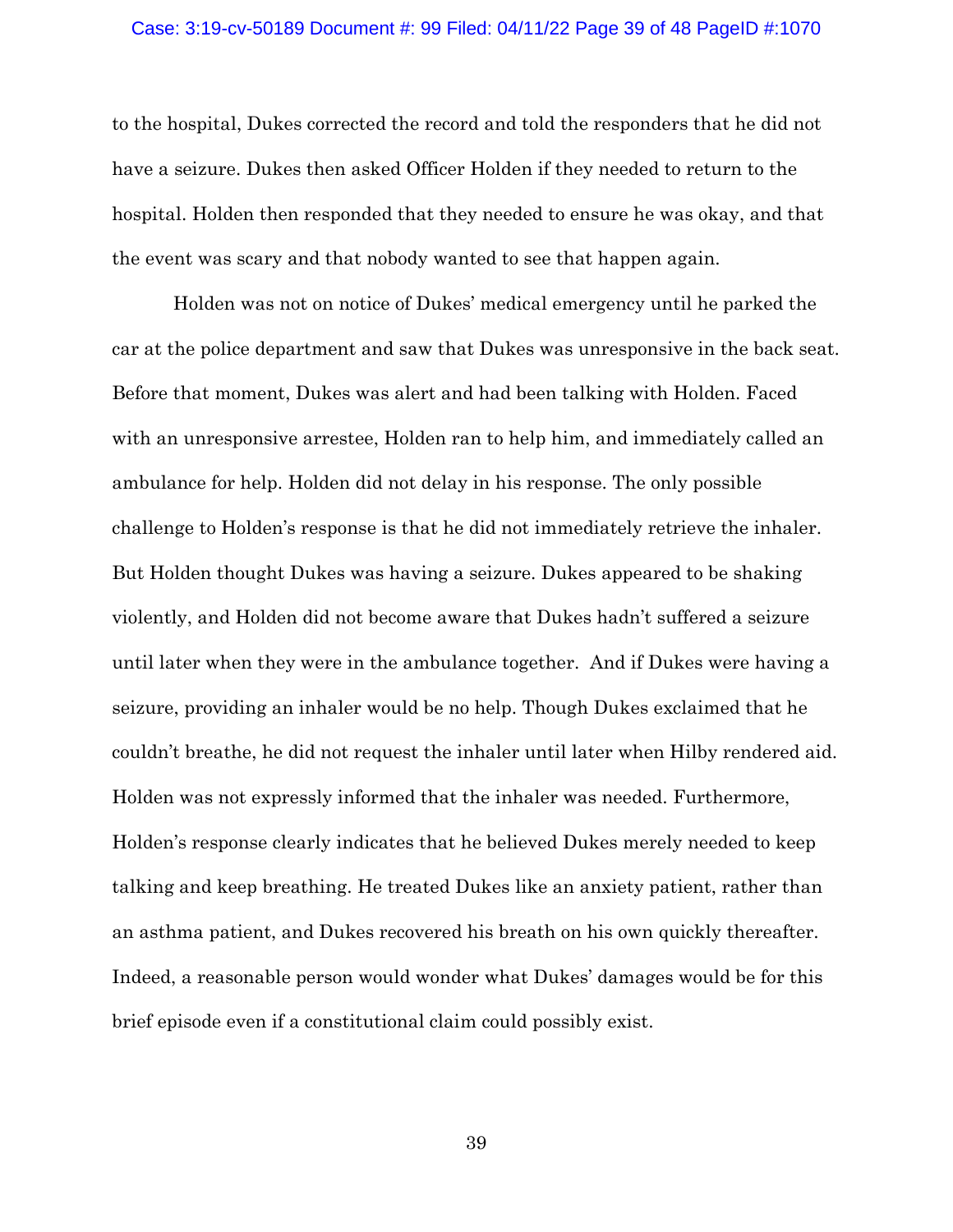to the hospital, Dukes corrected the record and told the responders that he did not have a seizure. Dukes then asked Officer Holden if they needed to return to the hospital. Holden then responded that they needed to ensure he was okay, and that the event was scary and that nobody wanted to see that happen again.

Holden was not on notice of Dukes' medical emergency until he parked the car at the police department and saw that Dukes was unresponsive in the back seat. Before that moment, Dukes was alert and had been talking with Holden. Faced with an unresponsive arrestee, Holden ran to help him, and immediately called an ambulance for help. Holden did not delay in his response. The only possible challenge to Holden's response is that he did not immediately retrieve the inhaler. But Holden thought Dukes was having a seizure. Dukes appeared to be shaking violently, and Holden did not become aware that Dukes hadn't suffered a seizure until later when they were in the ambulance together. And if Dukes were having a seizure, providing an inhaler would be no help. Though Dukes exclaimed that he couldn't breathe, he did not request the inhaler until later when Hilby rendered aid. Holden was not expressly informed that the inhaler was needed. Furthermore, Holden's response clearly indicates that he believed Dukes merely needed to keep talking and keep breathing. He treated Dukes like an anxiety patient, rather than an asthma patient, and Dukes recovered his breath on his own quickly thereafter. Indeed, a reasonable person would wonder what Dukes' damages would be for this brief episode even if a constitutional claim could possibly exist.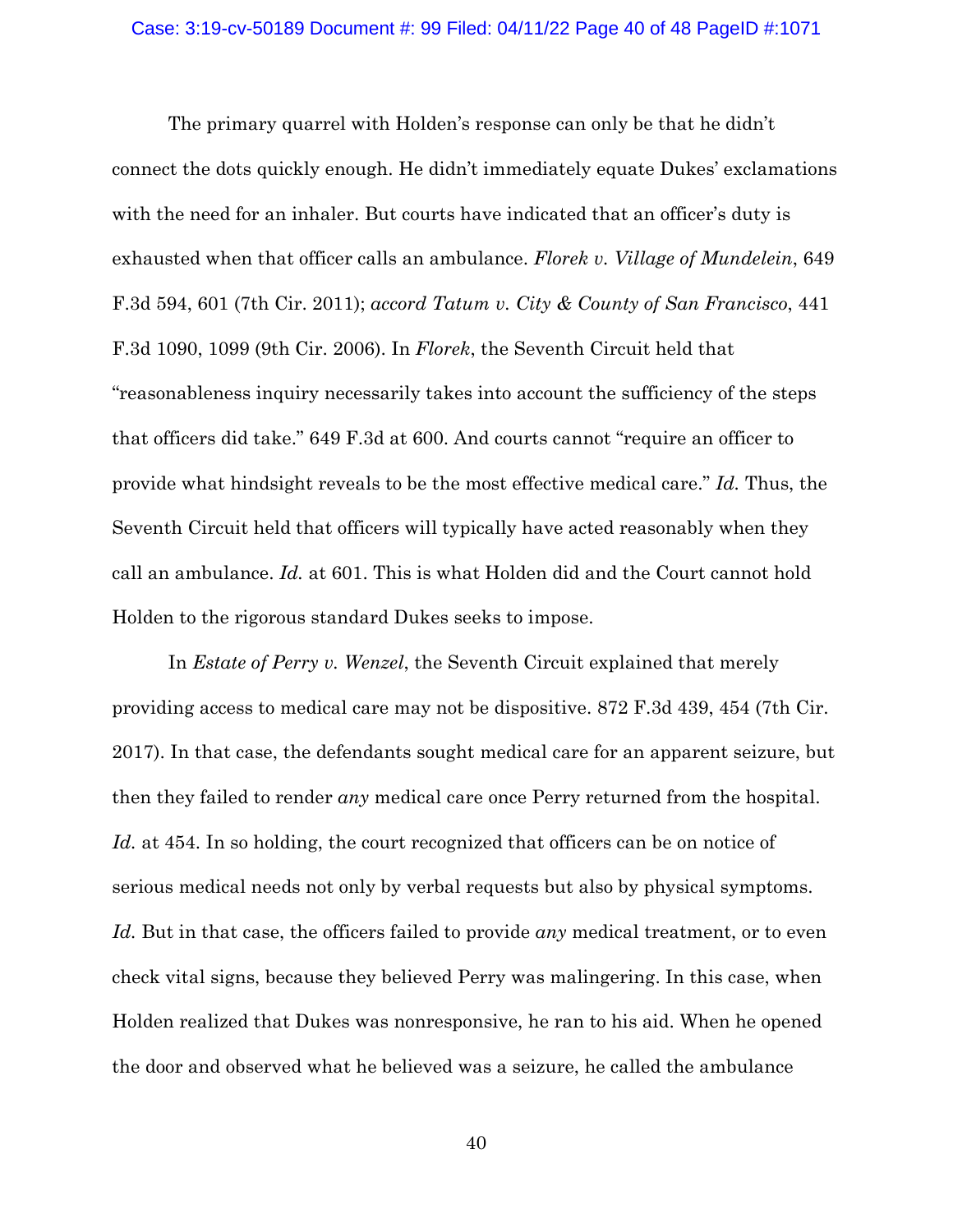The primary quarrel with Holden's response can only be that he didn't connect the dots quickly enough. He didn't immediately equate Dukes' exclamations with the need for an inhaler. But courts have indicated that an officer's duty is exhausted when that officer calls an ambulance. *Florek v. Village of Mundelein*, 649 F.3d 594, 601 (7th Cir. 2011); *accord Tatum v. City & County of San Francisco*, 441 F.3d 1090, 1099 (9th Cir. 2006). In *Florek*, the Seventh Circuit held that "reasonableness inquiry necessarily takes into account the sufficiency of the steps that officers did take." 649 F.3d at 600. And courts cannot "require an officer to provide what hindsight reveals to be the most effective medical care." *Id.* Thus, the Seventh Circuit held that officers will typically have acted reasonably when they call an ambulance. *Id.* at 601. This is what Holden did and the Court cannot hold Holden to the rigorous standard Dukes seeks to impose.

In *Estate of Perry v. Wenzel*, the Seventh Circuit explained that merely providing access to medical care may not be dispositive. 872 F.3d 439, 454 (7th Cir. 2017). In that case, the defendants sought medical care for an apparent seizure, but then they failed to render *any* medical care once Perry returned from the hospital. *Id.* at 454. In so holding, the court recognized that officers can be on notice of serious medical needs not only by verbal requests but also by physical symptoms. *Id.* But in that case, the officers failed to provide *any* medical treatment, or to even check vital signs, because they believed Perry was malingering. In this case, when Holden realized that Dukes was nonresponsive, he ran to his aid. When he opened the door and observed what he believed was a seizure, he called the ambulance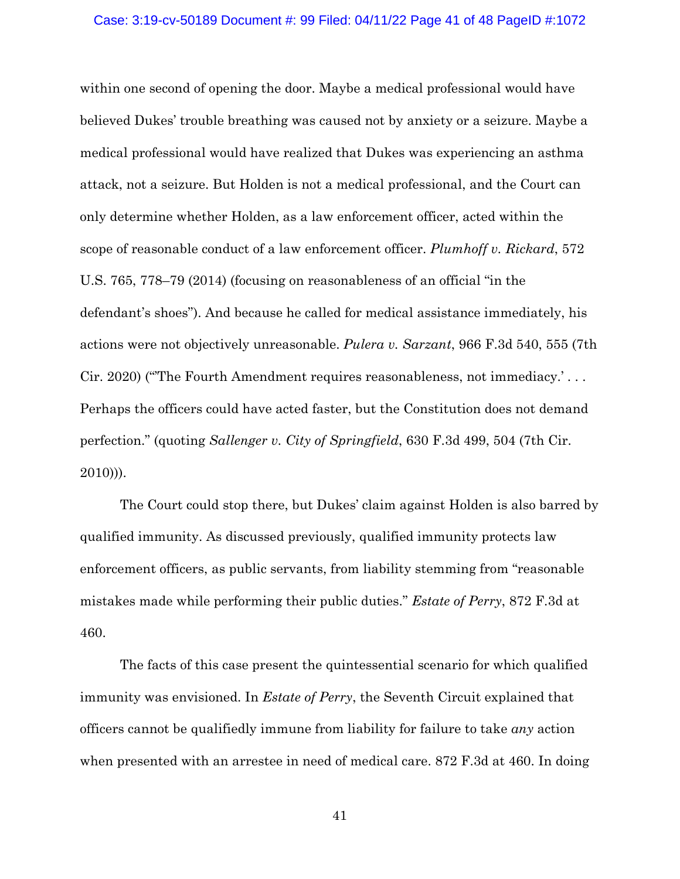within one second of opening the door. Maybe a medical professional would have believed Dukes' trouble breathing was caused not by anxiety or a seizure. Maybe a medical professional would have realized that Dukes was experiencing an asthma attack, not a seizure. But Holden is not a medical professional, and the Court can only determine whether Holden, as a law enforcement officer, acted within the scope of reasonable conduct of a law enforcement officer. *Plumhoff v. Rickard*, 572 U.S. 765, 778–79 (2014) (focusing on reasonableness of an official "in the defendant's shoes"). And because he called for medical assistance immediately, his actions were not objectively unreasonable. *Pulera v. Sarzant*, 966 F.3d 540, 555 (7th Cir. 2020) ("'The Fourth Amendment requires reasonableness, not immediacy.' . . . Perhaps the officers could have acted faster, but the Constitution does not demand perfection." (quoting *Sallenger v. City of Springfield*, 630 F.3d 499, 504 (7th Cir. 2010))).

The Court could stop there, but Dukes' claim against Holden is also barred by qualified immunity. As discussed previously, qualified immunity protects law enforcement officers, as public servants, from liability stemming from "reasonable mistakes made while performing their public duties." *Estate of Perry*, 872 F.3d at 460.

The facts of this case present the quintessential scenario for which qualified immunity was envisioned. In *Estate of Perry*, the Seventh Circuit explained that officers cannot be qualifiedly immune from liability for failure to take *any* action when presented with an arrestee in need of medical care. 872 F.3d at 460. In doing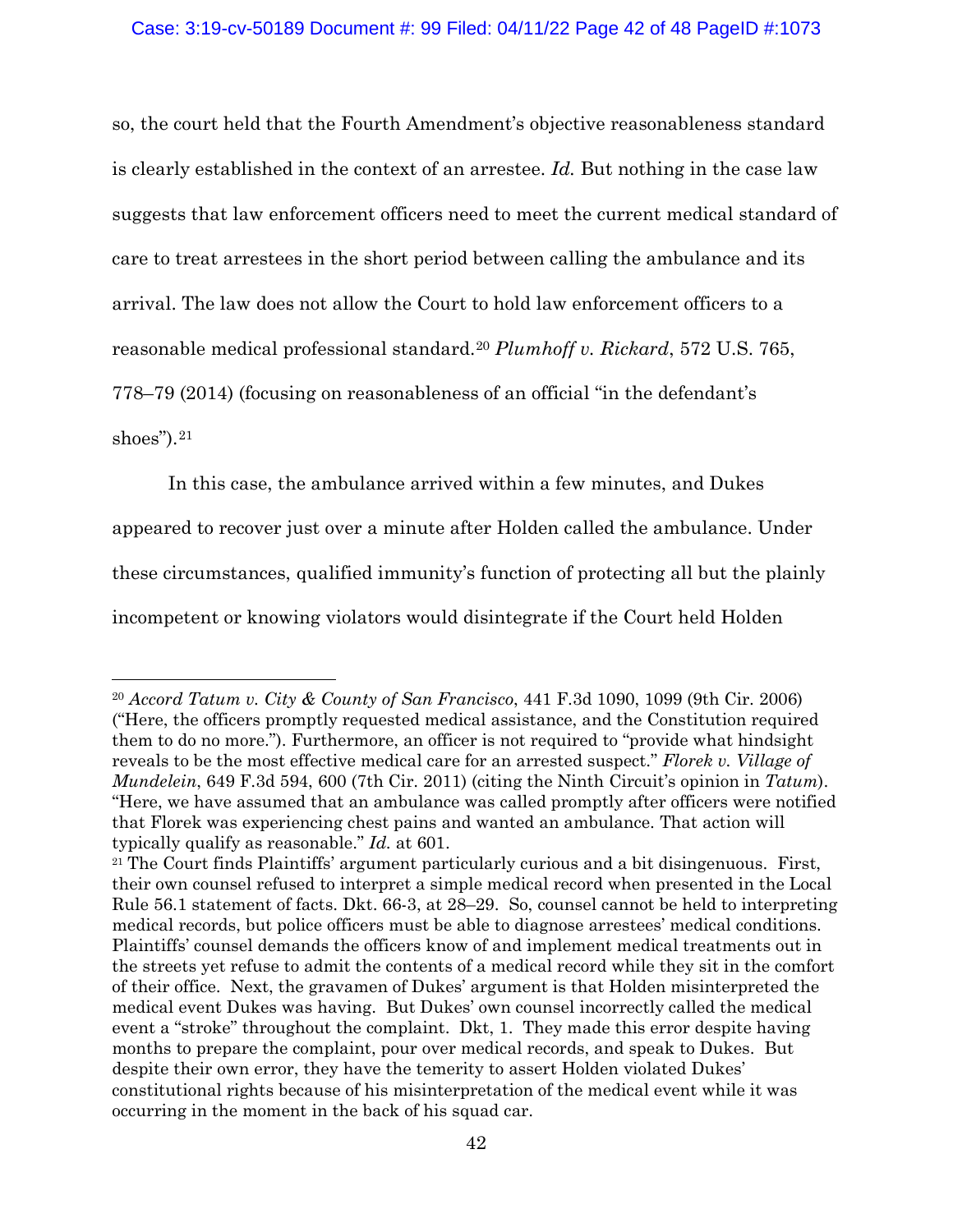so, the court held that the Fourth Amendment's objective reasonableness standard is clearly established in the context of an arrestee. *Id.* But nothing in the case law suggests that law enforcement officers need to meet the current medical standard of care to treat arrestees in the short period between calling the ambulance and its arrival. The law does not allow the Court to hold law enforcement officers to a reasonable medical professional standard.[20] *Plumhoff v. Rickard*, 572 U.S. 765, 778–79 (2014) (focusing on reasonableness of an official "in the defendant's shoes").[21]

In this case, the ambulance arrived within a few minutes, and Dukes appeared to recover just over a minute after Holden called the ambulance. Under these circumstances, qualified immunity's function of protecting all but the plainly incompetent or knowing violators would disintegrate if the Court held Holden

---

[20] *Accord Tatum v. City & County of San Francisco*, 441 F.3d 1090, 1099 (9th Cir. 2006) ("Here, the officers promptly requested medical assistance, and the Constitution required them to do no more."). Furthermore, an officer is not required to "provide what hindsight reveals to be the most effective medical care for an arrested suspect." *Florek v. Village of Mundelein*, 649 F.3d 594, 600 (7th Cir. 2011) (citing the Ninth Circuit's opinion in *Tatum*). "Here, we have assumed that an ambulance was called promptly after officers were notified that Florek was experiencing chest pains and wanted an ambulance. That action will typically qualify as reasonable." *Id.* at 601.

[21] The Court finds Plaintiffs' argument particularly curious and a bit disingenuous. First, their own counsel refused to interpret a simple medical record when presented in the Local Rule 56.1 statement of facts. Dkt. 66-3, at 28–29. So, counsel cannot be held to interpreting medical records, but police officers must be able to diagnose arrestees' medical conditions. Plaintiffs' counsel demands the officers know of and implement medical treatments out in the streets yet refuse to admit the contents of a medical record while they sit in the comfort of their office. Next, the gravamen of Dukes' argument is that Holden misinterpreted the medical event Dukes was having. But Dukes' own counsel incorrectly called the medical event a "stroke" throughout the complaint. Dkt, 1. They made this error despite having months to prepare the complaint, pour over medical records, and speak to Dukes. But despite their own error, they have the temerity to assert Holden violated Dukes' constitutional rights because of his misinterpretation of the medical event while it was occurring in the moment in the back of his squad car.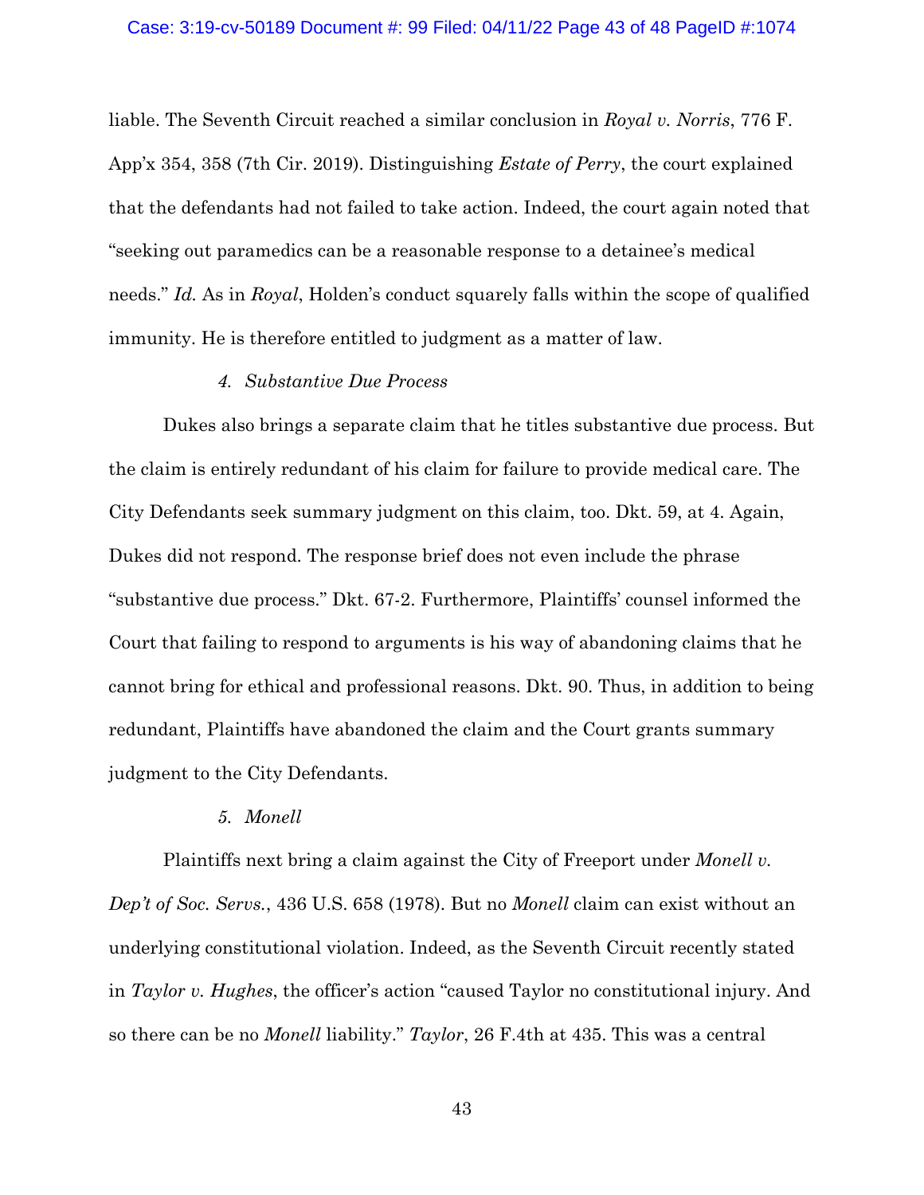liable. The Seventh Circuit reached a similar conclusion in *Royal v. Norris*, 776 F. App'x 354, 358 (7th Cir. 2019). Distinguishing *Estate of Perry*, the court explained that the defendants had not failed to take action. Indeed, the court again noted that "seeking out paramedics can be a reasonable response to a detainee's medical needs." *Id.* As in *Royal*, Holden's conduct squarely falls within the scope of qualified immunity. He is therefore entitled to judgment as a matter of law.

#### *4. Substantive Due Process*

Dukes also brings a separate claim that he titles substantive due process. But the claim is entirely redundant of his claim for failure to provide medical care. The City Defendants seek summary judgment on this claim, too. Dkt. 59, at 4. Again, Dukes did not respond. The response brief does not even include the phrase "substantive due process." Dkt. 67-2. Furthermore, Plaintiffs' counsel informed the Court that failing to respond to arguments is his way of abandoning claims that he cannot bring for ethical and professional reasons. Dkt. 90. Thus, in addition to being redundant, Plaintiffs have abandoned the claim and the Court grants summary judgment to the City Defendants.

#### *5. Monell*

Plaintiffs next bring a claim against the City of Freeport under *Monell v. Dep't of Soc. Servs.*, 436 U.S. 658 (1978). But no *Monell* claim can exist without an underlying constitutional violation. Indeed, as the Seventh Circuit recently stated in *Taylor v. Hughes*, the officer's action "caused Taylor no constitutional injury. And so there can be no *Monell* liability." *Taylor*, 26 F.4th at 435. This was a central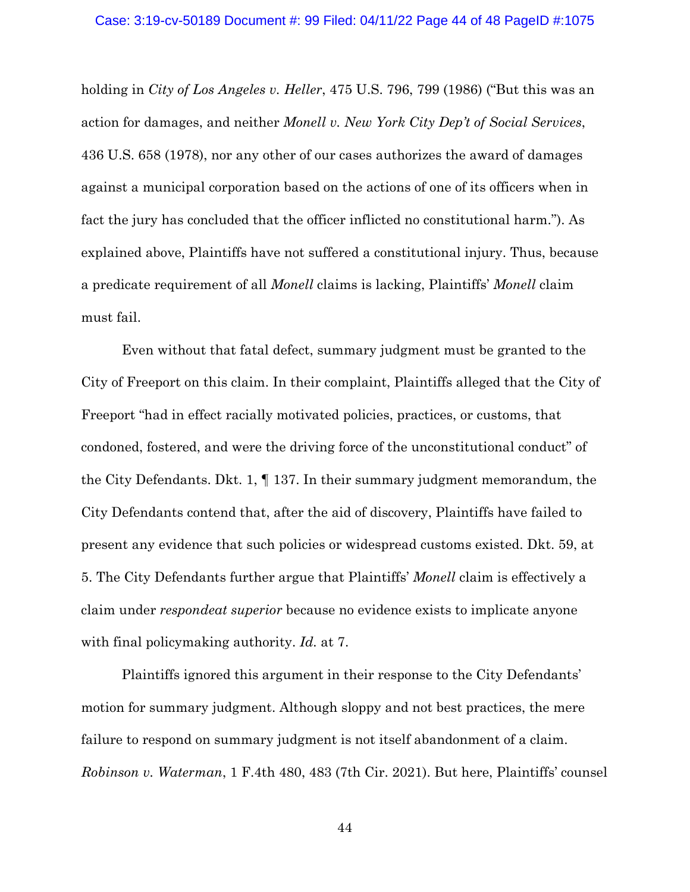holding in *City of Los Angeles v. Heller*, 475 U.S. 796, 799 (1986) ("But this was an action for damages, and neither *Monell v. New York City Dep't of Social Services*, 436 U.S. 658 (1978), nor any other of our cases authorizes the award of damages against a municipal corporation based on the actions of one of its officers when in fact the jury has concluded that the officer inflicted no constitutional harm."). As explained above, Plaintiffs have not suffered a constitutional injury. Thus, because a predicate requirement of all *Monell* claims is lacking, Plaintiffs' *Monell* claim must fail.

Even without that fatal defect, summary judgment must be granted to the City of Freeport on this claim. In their complaint, Plaintiffs alleged that the City of Freeport "had in effect racially motivated policies, practices, or customs, that condoned, fostered, and were the driving force of the unconstitutional conduct" of the City Defendants. Dkt. 1, ¶ 137. In their summary judgment memorandum, the City Defendants contend that, after the aid of discovery, Plaintiffs have failed to present any evidence that such policies or widespread customs existed. Dkt. 59, at 5. The City Defendants further argue that Plaintiffs' *Monell* claim is effectively a claim under *respondeat superior* because no evidence exists to implicate anyone with final policymaking authority. *Id.* at 7.

Plaintiffs ignored this argument in their response to the City Defendants' motion for summary judgment. Although sloppy and not best practices, the mere failure to respond on summary judgment is not itself abandonment of a claim. *Robinson v. Waterman*, 1 F.4th 480, 483 (7th Cir. 2021). But here, Plaintiffs' counsel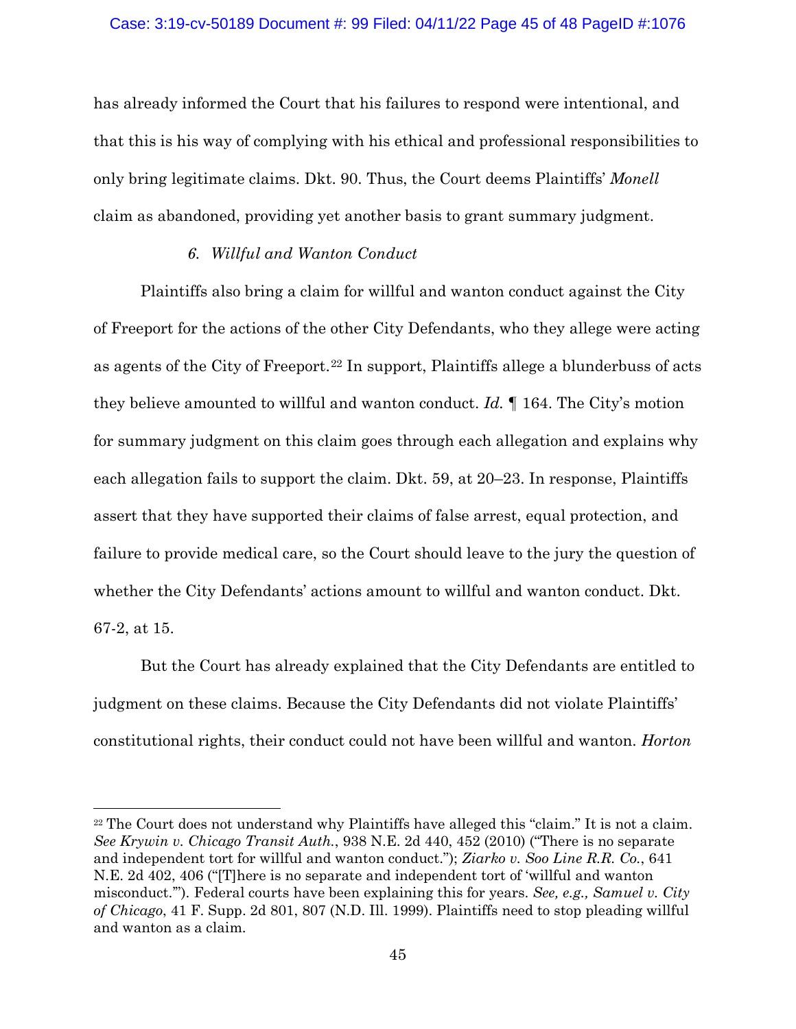has already informed the Court that his failures to respond were intentional, and that this is his way of complying with his ethical and professional responsibilities to only bring legitimate claims. Dkt. 90. Thus, the Court deems Plaintiffs' *Monell* claim as abandoned, providing yet another basis to grant summary judgment.

*6. Willful and Wanton Conduct*

Plaintiffs also bring a claim for willful and wanton conduct against the City of Freeport for the actions of the other City Defendants, who they allege were acting as agents of the City of Freeport.[22] In support, Plaintiffs allege a blunderbuss of acts they believe amounted to willful and wanton conduct. *Id.* ¶ 164. The City's motion for summary judgment on this claim goes through each allegation and explains why each allegation fails to support the claim. Dkt. 59, at 20–23. In response, Plaintiffs assert that they have supported their claims of false arrest, equal protection, and failure to provide medical care, so the Court should leave to the jury the question of whether the City Defendants' actions amount to willful and wanton conduct. Dkt. 67-2, at 15.

But the Court has already explained that the City Defendants are entitled to judgment on these claims. Because the City Defendants did not violate Plaintiffs' constitutional rights, their conduct could not have been willful and wanton. *Horton*

---

[22] The Court does not understand why Plaintiffs have alleged this "claim." It is not a claim. *See Krywin v. Chicago Transit Auth.*, 938 N.E. 2d 440, 452 (2010) ("There is no separate and independent tort for willful and wanton conduct."); *Ziarko v. Soo Line R.R. Co.*, 641 N.E. 2d 402, 406 ("[T]here is no separate and independent tort of 'willful and wanton misconduct.'"). Federal courts have been explaining this for years. *See, e.g., Samuel v. City of Chicago*, 41 F. Supp. 2d 801, 807 (N.D. Ill. 1999). Plaintiffs need to stop pleading willful and wanton as a claim.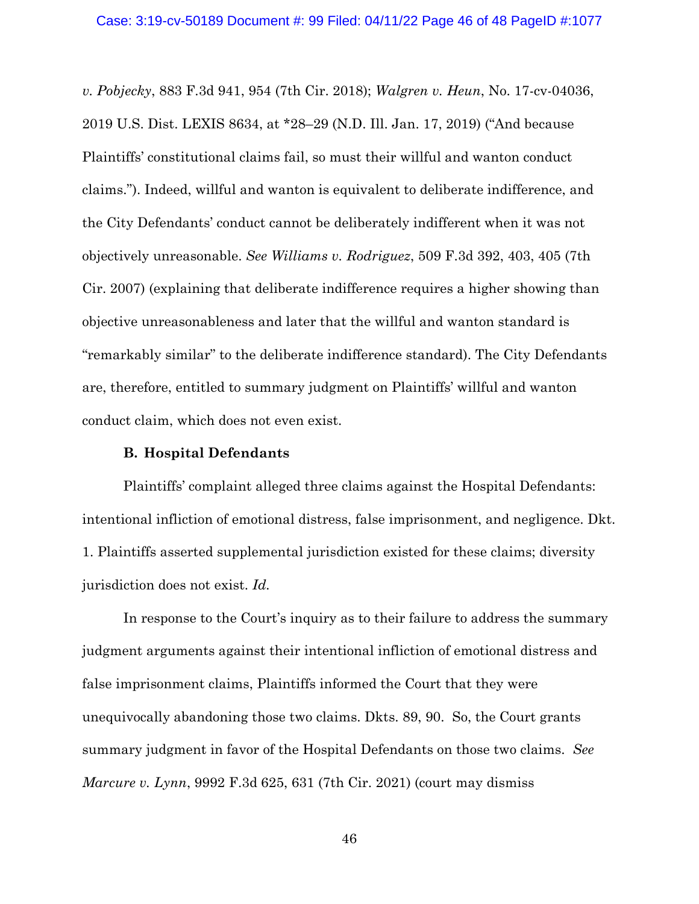*v. Pobjecky*, 883 F.3d 941, 954 (7th Cir. 2018); *Walgren v. Heun*, No. 17-cv-04036, 2019 U.S. Dist. LEXIS 8634, at *28–29 (N.D. Ill. Jan. 17, 2019) ("And because Plaintiffs' constitutional claims fail, so must their willful and wanton conduct claims."). Indeed, willful and wanton is equivalent to deliberate indifference, and the City Defendants' conduct cannot be deliberately indifferent when it was not objectively unreasonable. *See Williams v. Rodriguez*, 509 F.3d 392, 403, 405 (7th Cir. 2007) (explaining that deliberate indifference requires a higher showing than objective unreasonableness and later that the willful and wanton standard is "remarkably similar" to the deliberate indifference standard). The City Defendants are, therefore, entitled to summary judgment on Plaintiffs' willful and wanton conduct claim, which does not even exist.

**B. Hospital Defendants**

Plaintiffs' complaint alleged three claims against the Hospital Defendants: intentional infliction of emotional distress, false imprisonment, and negligence. Dkt. 1. Plaintiffs asserted supplemental jurisdiction existed for these claims; diversity jurisdiction does not exist. *Id.*

In response to the Court's inquiry as to their failure to address the summary judgment arguments against their intentional infliction of emotional distress and false imprisonment claims, Plaintiffs informed the Court that they were unequivocally abandoning those two claims. Dkts. 89, 90. So, the Court grants summary judgment in favor of the Hospital Defendants on those two claims. *See Marcure v. Lynn*, 9992 F.3d 625, 631 (7th Cir. 2021) (court may dismiss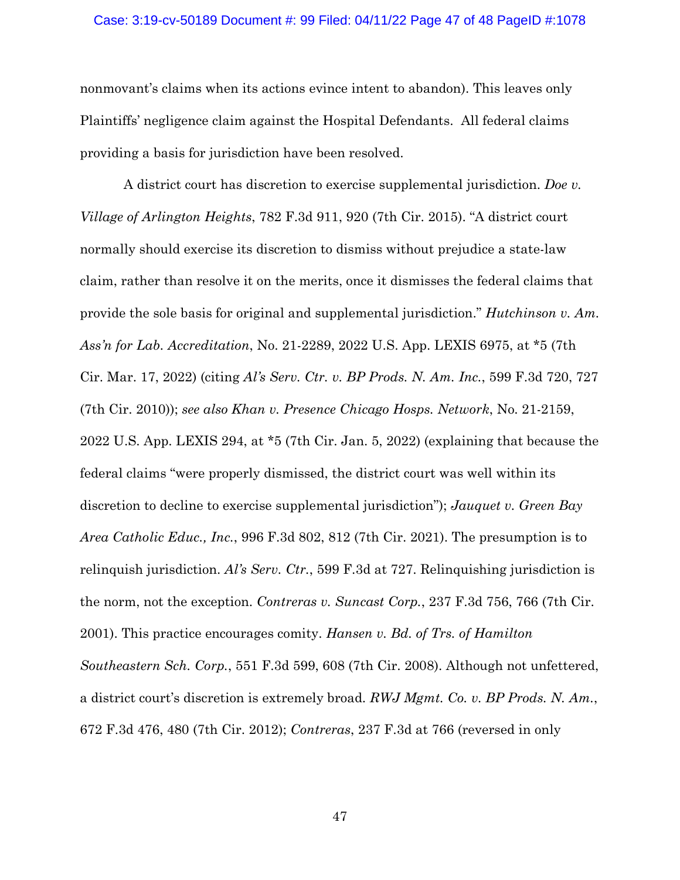nonmovant's claims when its actions evince intent to abandon). This leaves only Plaintiffs' negligence claim against the Hospital Defendants. All federal claims providing a basis for jurisdiction have been resolved.

A district court has discretion to exercise supplemental jurisdiction. *Doe v. Village of Arlington Heights*, 782 F.3d 911, 920 (7th Cir. 2015). "A district court normally should exercise its discretion to dismiss without prejudice a state-law claim, rather than resolve it on the merits, once it dismisses the federal claims that provide the sole basis for original and supplemental jurisdiction." *Hutchinson v. Am. Ass'n for Lab. Accreditation*, No. 21-2289, 2022 U.S. App. LEXIS 6975, at *5 (7th Cir. Mar. 17, 2022) (citing *Al's Serv. Ctr. v. BP Prods. N. Am. Inc.*, 599 F.3d 720, 727 (7th Cir. 2010)); *see also Khan v. Presence Chicago Hosps. Network*, No. 21-2159, 2022 U.S. App. LEXIS 294, at *5 (7th Cir. Jan. 5, 2022) (explaining that because the federal claims "were properly dismissed, the district court was well within its discretion to decline to exercise supplemental jurisdiction"); *Jauquet v. Green Bay Area Catholic Educ., Inc.*, 996 F.3d 802, 812 (7th Cir. 2021). The presumption is to relinquish jurisdiction. *Al's Serv. Ctr.*, 599 F.3d at 727. Relinquishing jurisdiction is the norm, not the exception. *Contreras v. Suncast Corp.*, 237 F.3d 756, 766 (7th Cir. 2001). This practice encourages comity. *Hansen v. Bd. of Trs. of Hamilton Southeastern Sch. Corp.*, 551 F.3d 599, 608 (7th Cir. 2008). Although not unfettered, a district court's discretion is extremely broad. *RWJ Mgmt. Co. v. BP Prods. N. Am.*, 672 F.3d 476, 480 (7th Cir. 2012); *Contreras*, 237 F.3d at 766 (reversed in only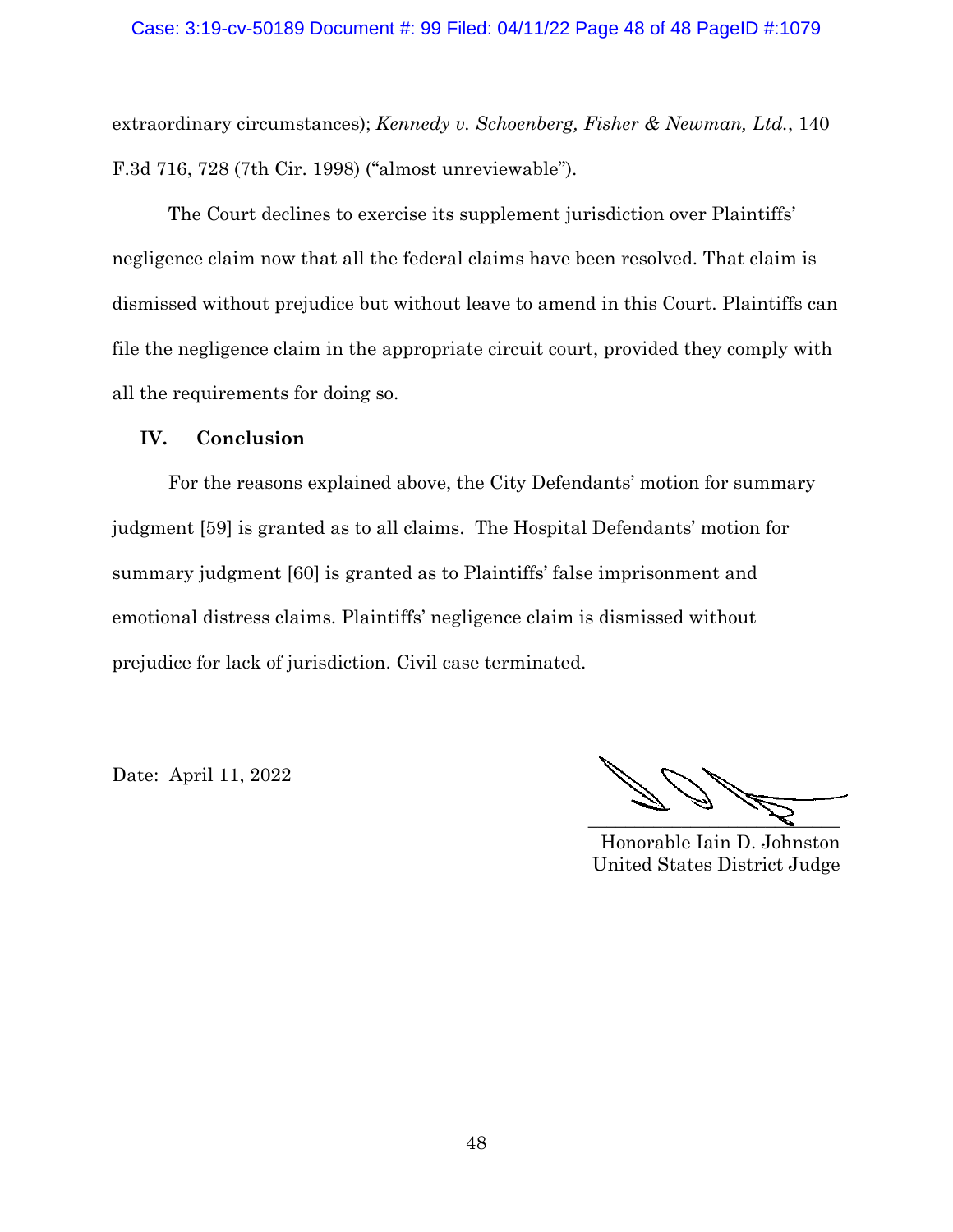extraordinary circumstances); *Kennedy v. Schoenberg, Fisher & Newman, Ltd.*, 140 F.3d 716, 728 (7th Cir. 1998) ("almost unreviewable").

The Court declines to exercise its supplement jurisdiction over Plaintiffs' negligence claim now that all the federal claims have been resolved. That claim is dismissed without prejudice but without leave to amend in this Court. Plaintiffs can file the negligence claim in the appropriate circuit court, provided they comply with all the requirements for doing so.

## IV. Conclusion

For the reasons explained above, the City Defendants' motion for summary judgment [59] is granted as to all claims. The Hospital Defendants' motion for summary judgment [60] is granted as to Plaintiffs' false imprisonment and emotional distress claims. Plaintiffs' negligence claim is dismissed without prejudice for lack of jurisdiction. Civil case terminated.

Date: April 11, 2022

Honorable Iain D. Johnston
United States District Judge